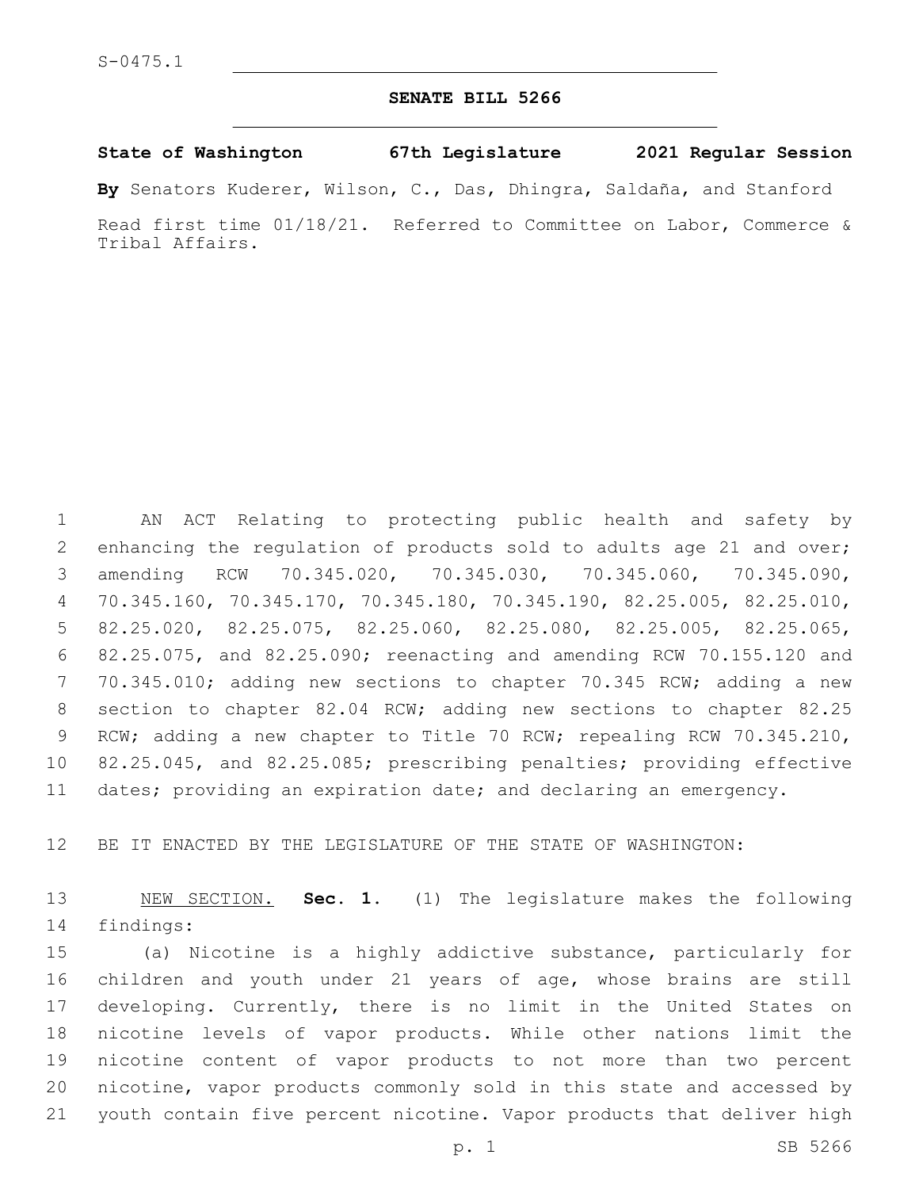S-0475.1

# SENATE BILL 5266

**State of Washington 67th Legislature 2021 Regular Session**

**By** Senators Kuderer, Wilson, C., Das, Dhingra, Saldaña, and Stanford

Read first time 01/18/21. Referred to Committee on Labor, Commerce & Tribal Affairs.

1 AN ACT Relating to protecting public health and safety by
2 enhancing the regulation of products sold to adults age 21 and over;
3 amending RCW 70.345.020, 70.345.030, 70.345.060, 70.345.090,
4 70.345.160, 70.345.170, 70.345.180, 70.345.190, 82.25.005, 82.25.010,
5 82.25.020, 82.25.075, 82.25.060, 82.25.080, 82.25.005, 82.25.065,
6 82.25.075, and 82.25.090; reenacting and amending RCW 70.155.120 and
7 70.345.010; adding new sections to chapter 70.345 RCW; adding a new
8 section to chapter 82.04 RCW; adding new sections to chapter 82.25
9 RCW; adding a new chapter to Title 70 RCW; repealing RCW 70.345.210,
10 82.25.045, and 82.25.085; prescribing penalties; providing effective
11 dates; providing an expiration date; and declaring an emergency.

12 BE IT ENACTED BY THE LEGISLATURE OF THE STATE OF WASHINGTON:

13 NEW SECTION. **Sec. 1.** (1) The legislature makes the following
14 findings:

15 (a) Nicotine is a highly addictive substance, particularly for
16 children and youth under 21 years of age, whose brains are still
17 developing. Currently, there is no limit in the United States on
18 nicotine levels of vapor products. While other nations limit the
19 nicotine content of vapor products to not more than two percent
20 nicotine, vapor products commonly sold in this state and accessed by
21 youth contain five percent nicotine. Vapor products that deliver high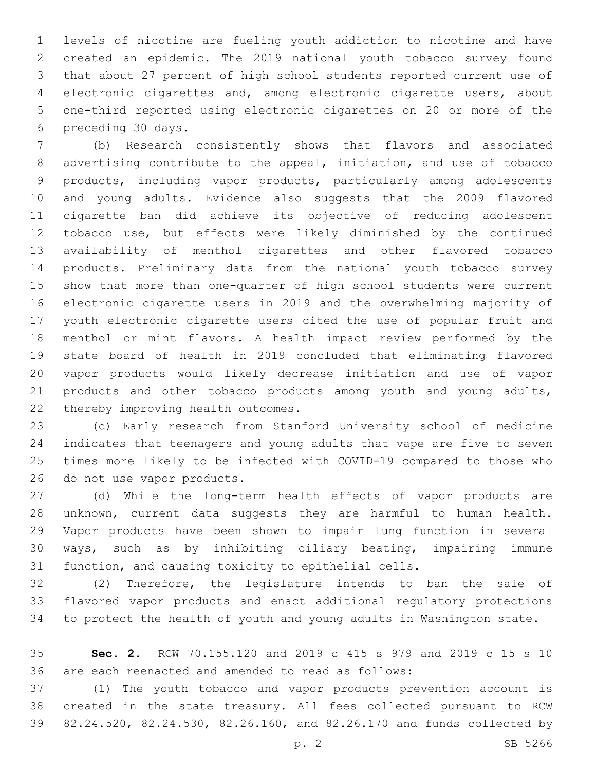levels of nicotine are fueling youth addiction to nicotine and have created an epidemic. The 2019 national youth tobacco survey found that about 27 percent of high school students reported current use of electronic cigarettes and, among electronic cigarette users, about one-third reported using electronic cigarettes on 20 or more of the preceding 30 days.

(b) Research consistently shows that flavors and associated advertising contribute to the appeal, initiation, and use of tobacco products, including vapor products, particularly among adolescents and young adults. Evidence also suggests that the 2009 flavored cigarette ban did achieve its objective of reducing adolescent tobacco use, but effects were likely diminished by the continued availability of menthol cigarettes and other flavored tobacco products. Preliminary data from the national youth tobacco survey show that more than one-quarter of high school students were current electronic cigarette users in 2019 and the overwhelming majority of youth electronic cigarette users cited the use of popular fruit and menthol or mint flavors. A health impact review performed by the state board of health in 2019 concluded that eliminating flavored vapor products would likely decrease initiation and use of vapor products and other tobacco products among youth and young adults, thereby improving health outcomes.

(c) Early research from Stanford University school of medicine indicates that teenagers and young adults that vape are five to seven times more likely to be infected with COVID-19 compared to those who do not use vapor products.

(d) While the long-term health effects of vapor products are unknown, current data suggests they are harmful to human health. Vapor products have been shown to impair lung function in several ways, such as by inhibiting ciliary beating, impairing immune function, and causing toxicity to epithelial cells.

(2) Therefore, the legislature intends to ban the sale of flavored vapor products and enact additional regulatory protections to protect the health of youth and young adults in Washington state.

**Sec. 2.** RCW 70.155.120 and 2019 c 415 s 979 and 2019 c 15 s 10 are each reenacted and amended to read as follows:

(1) The youth tobacco and vapor products prevention account is created in the state treasury. All fees collected pursuant to RCW 82.24.520, 82.24.530, 82.26.160, and 82.26.170 and funds collected by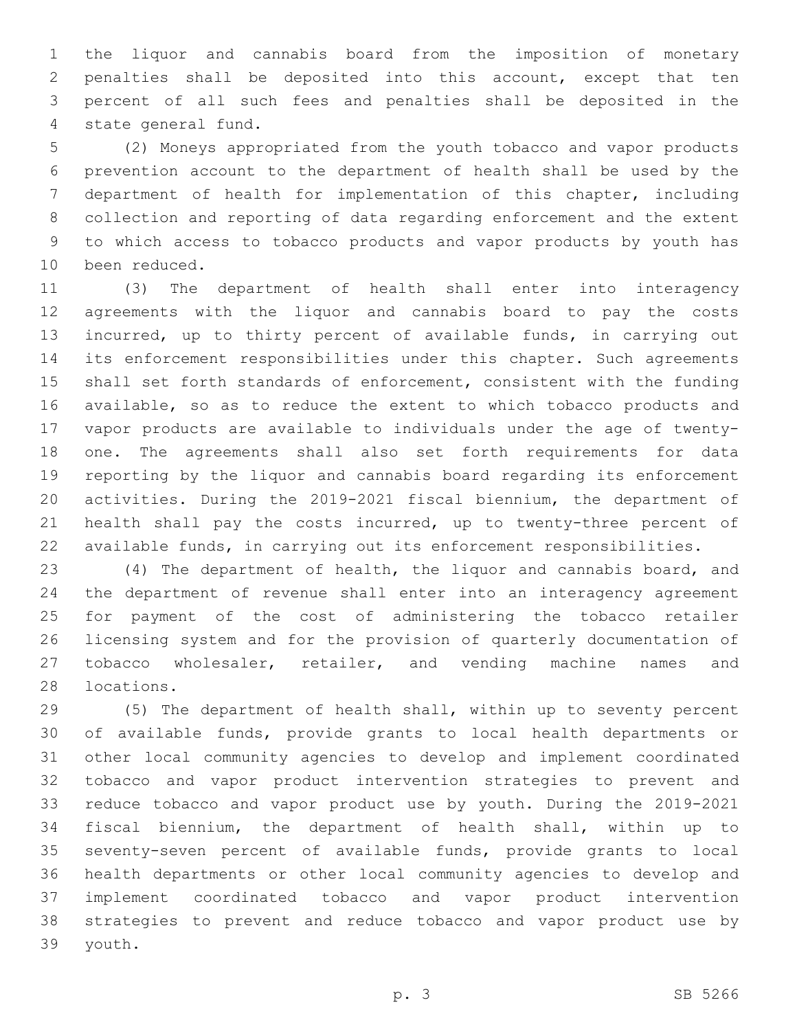the liquor and cannabis board from the imposition of monetary penalties shall be deposited into this account, except that ten percent of all such fees and penalties shall be deposited in the state general fund.

(2) Moneys appropriated from the youth tobacco and vapor products prevention account to the department of health shall be used by the department of health for implementation of this chapter, including collection and reporting of data regarding enforcement and the extent to which access to tobacco products and vapor products by youth has been reduced.

(3) The department of health shall enter into interagency agreements with the liquor and cannabis board to pay the costs incurred, up to thirty percent of available funds, in carrying out its enforcement responsibilities under this chapter. Such agreements shall set forth standards of enforcement, consistent with the funding available, so as to reduce the extent to which tobacco products and vapor products are available to individuals under the age of twenty-one. The agreements shall also set forth requirements for data reporting by the liquor and cannabis board regarding its enforcement activities. During the 2019-2021 fiscal biennium, the department of health shall pay the costs incurred, up to twenty-three percent of available funds, in carrying out its enforcement responsibilities.

(4) The department of health, the liquor and cannabis board, and the department of revenue shall enter into an interagency agreement for payment of the cost of administering the tobacco retailer licensing system and for the provision of quarterly documentation of tobacco wholesaler, retailer, and vending machine names and locations.

(5) The department of health shall, within up to seventy percent of available funds, provide grants to local health departments or other local community agencies to develop and implement coordinated tobacco and vapor product intervention strategies to prevent and reduce tobacco and vapor product use by youth. During the 2019-2021 fiscal biennium, the department of health shall, within up to seventy-seven percent of available funds, provide grants to local health departments or other local community agencies to develop and implement coordinated tobacco and vapor product intervention strategies to prevent and reduce tobacco and vapor product use by youth.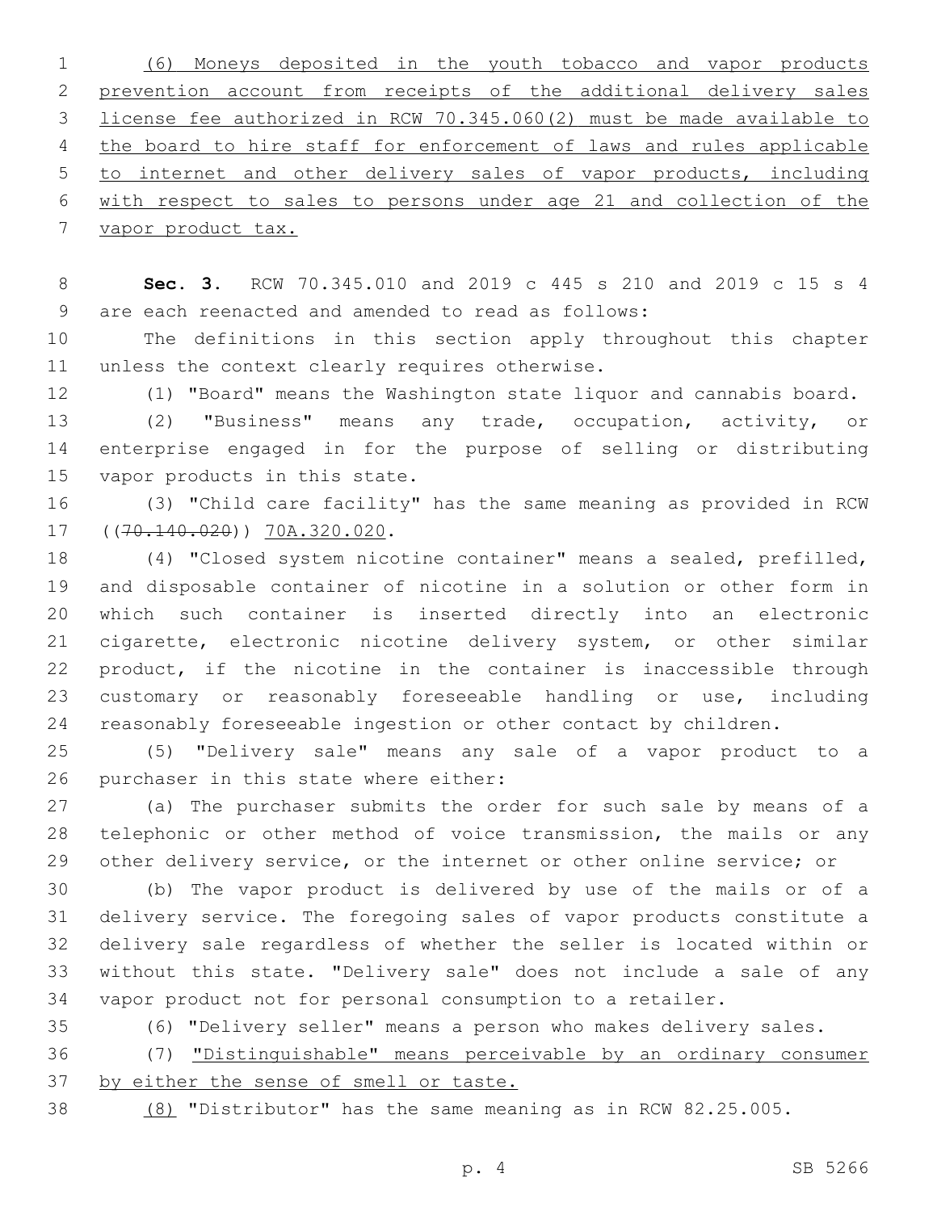(6) Moneys deposited in the youth tobacco and vapor products prevention account from receipts of the additional delivery sales license fee authorized in RCW 70.345.060(2) must be made available to the board to hire staff for enforcement of laws and rules applicable to internet and other delivery sales of vapor products, including with respect to sales to persons under age 21 and collection of the vapor product tax.

**Sec. 3.** RCW 70.345.010 and 2019 c 445 s 210 and 2019 c 15 s 4 are each reenacted and amended to read as follows:

The definitions in this section apply throughout this chapter unless the context clearly requires otherwise.

(1) "Board" means the Washington state liquor and cannabis board.

(2) "Business" means any trade, occupation, activity, or enterprise engaged in for the purpose of selling or distributing vapor products in this state.

(3) "Child care facility" has the same meaning as provided in RCW ((~~70.140.020~~)) 70A.320.020.

(4) "Closed system nicotine container" means a sealed, prefilled, and disposable container of nicotine in a solution or other form in which such container is inserted directly into an electronic cigarette, electronic nicotine delivery system, or other similar product, if the nicotine in the container is inaccessible through customary or reasonably foreseeable handling or use, including reasonably foreseeable ingestion or other contact by children.

(5) "Delivery sale" means any sale of a vapor product to a purchaser in this state where either:

(a) The purchaser submits the order for such sale by means of a telephonic or other method of voice transmission, the mails or any other delivery service, or the internet or other online service; or

(b) The vapor product is delivered by use of the mails or of a delivery service. The foregoing sales of vapor products constitute a delivery sale regardless of whether the seller is located within or without this state. "Delivery sale" does not include a sale of any vapor product not for personal consumption to a retailer.

(6) "Delivery seller" means a person who makes delivery sales.

(7) "Distinguishable" means perceivable by an ordinary consumer by either the sense of smell or taste.

(8) "Distributor" has the same meaning as in RCW 82.25.005.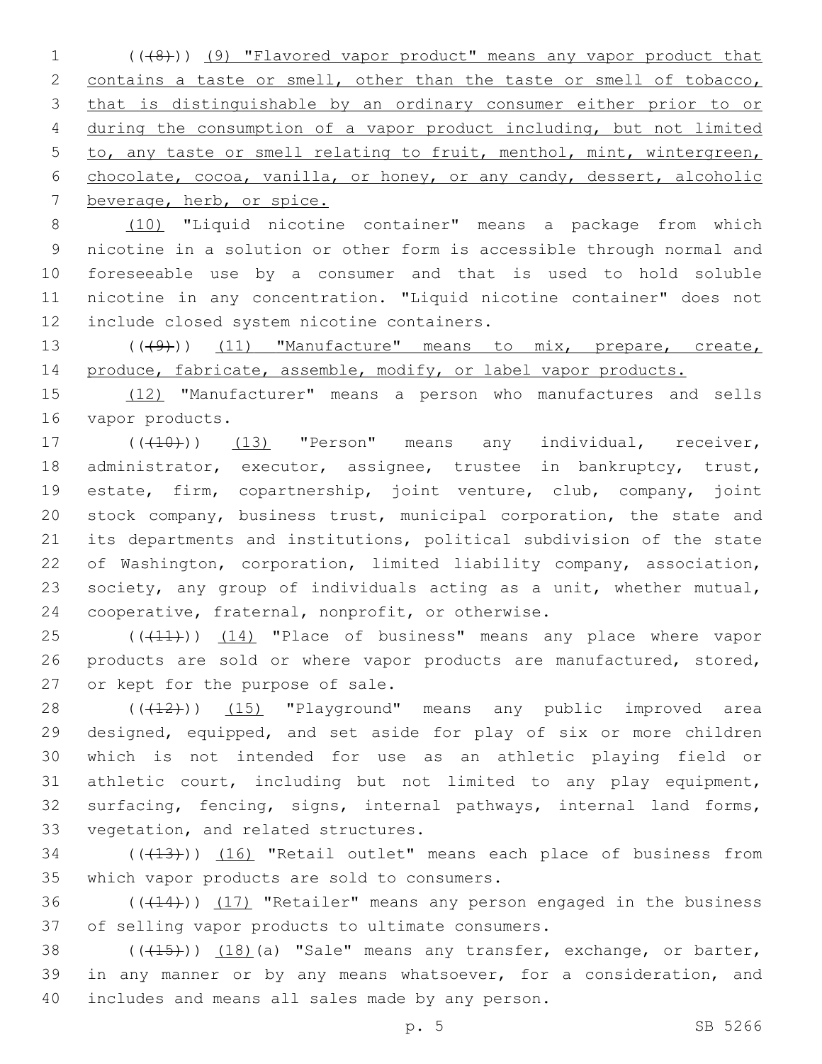((~~(8)~~)) <u>(9) "Flavored vapor product" means any vapor product that contains a taste or smell, other than the taste or smell of tobacco, that is distinguishable by an ordinary consumer either prior to or during the consumption of a vapor product including, but not limited to, any taste or smell relating to fruit, menthol, mint, wintergreen, chocolate, cocoa, vanilla, or honey, or any candy, dessert, alcoholic beverage, herb, or spice.</u>

<u>(10)</u> "Liquid nicotine container" means a package from which nicotine in a solution or other form is accessible through normal and foreseeable use by a consumer and that is used to hold soluble nicotine in any concentration. "Liquid nicotine container" does not include closed system nicotine containers.

((~~(9)~~)) <u>(11) "Manufacture" means to mix, prepare, create, produce, fabricate, assemble, modify, or label vapor products.</u>

<u>(12)</u> "Manufacturer" means a person who manufactures and sells vapor products.

((~~(10)~~)) <u>(13)</u> "Person" means any individual, receiver, administrator, executor, assignee, trustee in bankruptcy, trust, estate, firm, copartnership, joint venture, club, company, joint stock company, business trust, municipal corporation, the state and its departments and institutions, political subdivision of the state of Washington, corporation, limited liability company, association, society, any group of individuals acting as a unit, whether mutual, cooperative, fraternal, nonprofit, or otherwise.

((~~(11)~~)) <u>(14)</u> "Place of business" means any place where vapor products are sold or where vapor products are manufactured, stored, or kept for the purpose of sale.

((~~(12)~~)) <u>(15)</u> "Playground" means any public improved area designed, equipped, and set aside for play of six or more children which is not intended for use as an athletic playing field or athletic court, including but not limited to any play equipment, surfacing, fencing, signs, internal pathways, internal land forms, vegetation, and related structures.

((~~(13)~~)) <u>(16)</u> "Retail outlet" means each place of business from which vapor products are sold to consumers.

((~~(14)~~)) <u>(17)</u> "Retailer" means any person engaged in the business of selling vapor products to ultimate consumers.

((~~(15)~~)) <u>(18)</u>(a) "Sale" means any transfer, exchange, or barter, in any manner or by any means whatsoever, for a consideration, and includes and means all sales made by any person.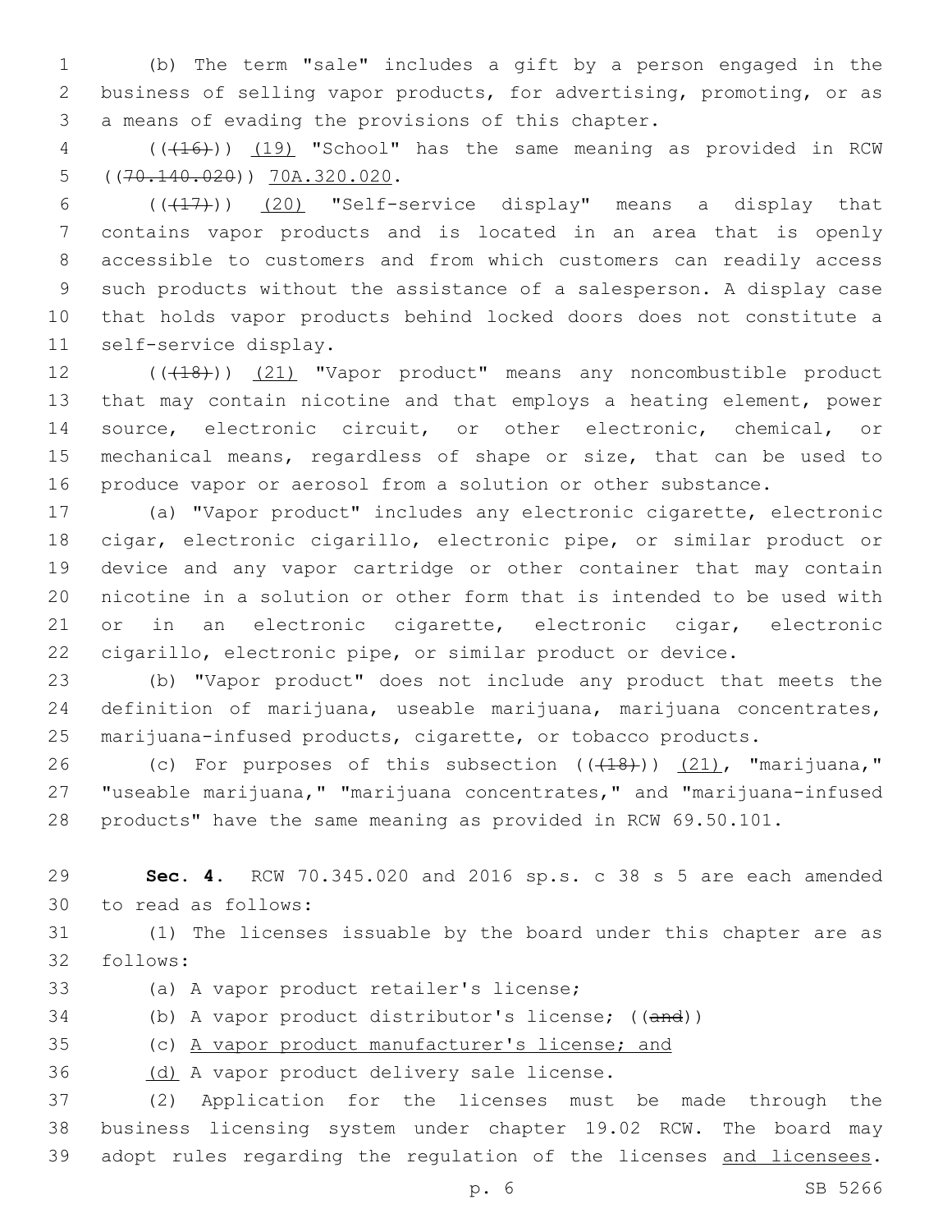(b) The term "sale" includes a gift by a person engaged in the business of selling vapor products, for advertising, promoting, or as a means of evading the provisions of this chapter.

(((16))) <u>(19)</u> "School" has the same meaning as provided in RCW ((~~70.140.020~~)) <u>70A.320.020</u>.

(((17))) <u>(20)</u> "Self-service display" means a display that contains vapor products and is located in an area that is openly accessible to customers and from which customers can readily access such products without the assistance of a salesperson. A display case that holds vapor products behind locked doors does not constitute a self-service display.

(((18))) <u>(21)</u> "Vapor product" means any noncombustible product that may contain nicotine and that employs a heating element, power source, electronic circuit, or other electronic, chemical, or mechanical means, regardless of shape or size, that can be used to produce vapor or aerosol from a solution or other substance.

(a) "Vapor product" includes any electronic cigarette, electronic cigar, electronic cigarillo, electronic pipe, or similar product or device and any vapor cartridge or other container that may contain nicotine in a solution or other form that is intended to be used with or in an electronic cigarette, electronic cigar, electronic cigarillo, electronic pipe, or similar product or device.

(b) "Vapor product" does not include any product that meets the definition of marijuana, useable marijuana, marijuana concentrates, marijuana-infused products, cigarette, or tobacco products.

(c) For purposes of this subsection (((18))) <u>(21)</u>, "marijuana," "useable marijuana," "marijuana concentrates," and "marijuana-infused products" have the same meaning as provided in RCW 69.50.101.

**Sec. 4.** RCW 70.345.020 and 2016 sp.s. c 38 s 5 are each amended to read as follows:

(1) The licenses issuable by the board under this chapter are as follows:

(a) A vapor product retailer's license;

(b) A vapor product distributor's license; ((~~and~~))

(c) <u>A vapor product manufacturer's license; and</u>

<u>(d)</u> A vapor product delivery sale license.

(2) Application for the licenses must be made through the business licensing system under chapter 19.02 RCW. The board may adopt rules regarding the regulation of the licenses <u>and licensees</u>.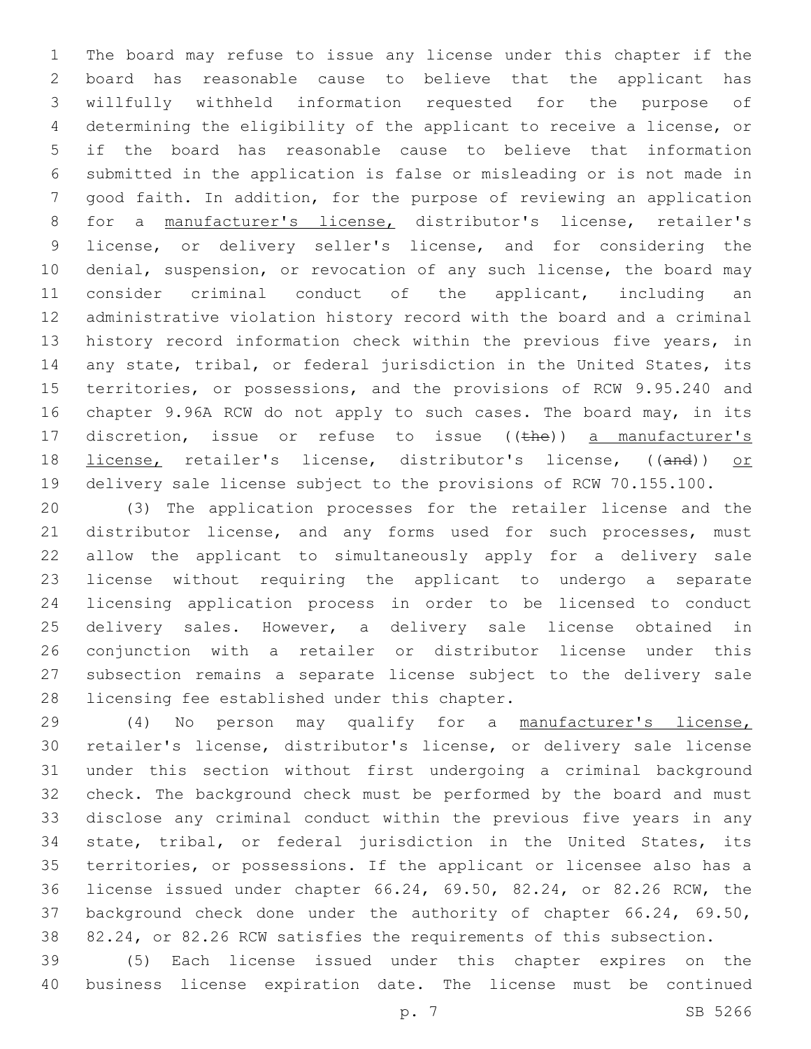The board may refuse to issue any license under this chapter if the board has reasonable cause to believe that the applicant has willfully withheld information requested for the purpose of determining the eligibility of the applicant to receive a license, or if the board has reasonable cause to believe that information submitted in the application is false or misleading or is not made in good faith. In addition, for the purpose of reviewing an application for a <u>manufacturer's license,</u> distributor's license, retailer's license, or delivery seller's license, and for considering the denial, suspension, or revocation of any such license, the board may consider criminal conduct of the applicant, including an administrative violation history record with the board and a criminal history record information check within the previous five years, in any state, tribal, or federal jurisdiction in the United States, its territories, or possessions, and the provisions of RCW 9.95.240 and chapter 9.96A RCW do not apply to such cases. The board may, in its discretion, issue or refuse to issue ((~~the~~)) <u>a manufacturer's license,</u> retailer's license, distributor's license, ((~~and~~)) <u>or</u> delivery sale license subject to the provisions of RCW 70.155.100.

(3) The application processes for the retailer license and the distributor license, and any forms used for such processes, must allow the applicant to simultaneously apply for a delivery sale license without requiring the applicant to undergo a separate licensing application process in order to be licensed to conduct delivery sales. However, a delivery sale license obtained in conjunction with a retailer or distributor license under this subsection remains a separate license subject to the delivery sale licensing fee established under this chapter.

(4) No person may qualify for a <u>manufacturer's license,</u> retailer's license, distributor's license, or delivery sale license under this section without first undergoing a criminal background check. The background check must be performed by the board and must disclose any criminal conduct within the previous five years in any state, tribal, or federal jurisdiction in the United States, its territories, or possessions. If the applicant or licensee also has a license issued under chapter 66.24, 69.50, 82.24, or 82.26 RCW, the background check done under the authority of chapter 66.24, 69.50, 82.24, or 82.26 RCW satisfies the requirements of this subsection.

(5) Each license issued under this chapter expires on the business license expiration date. The license must be continued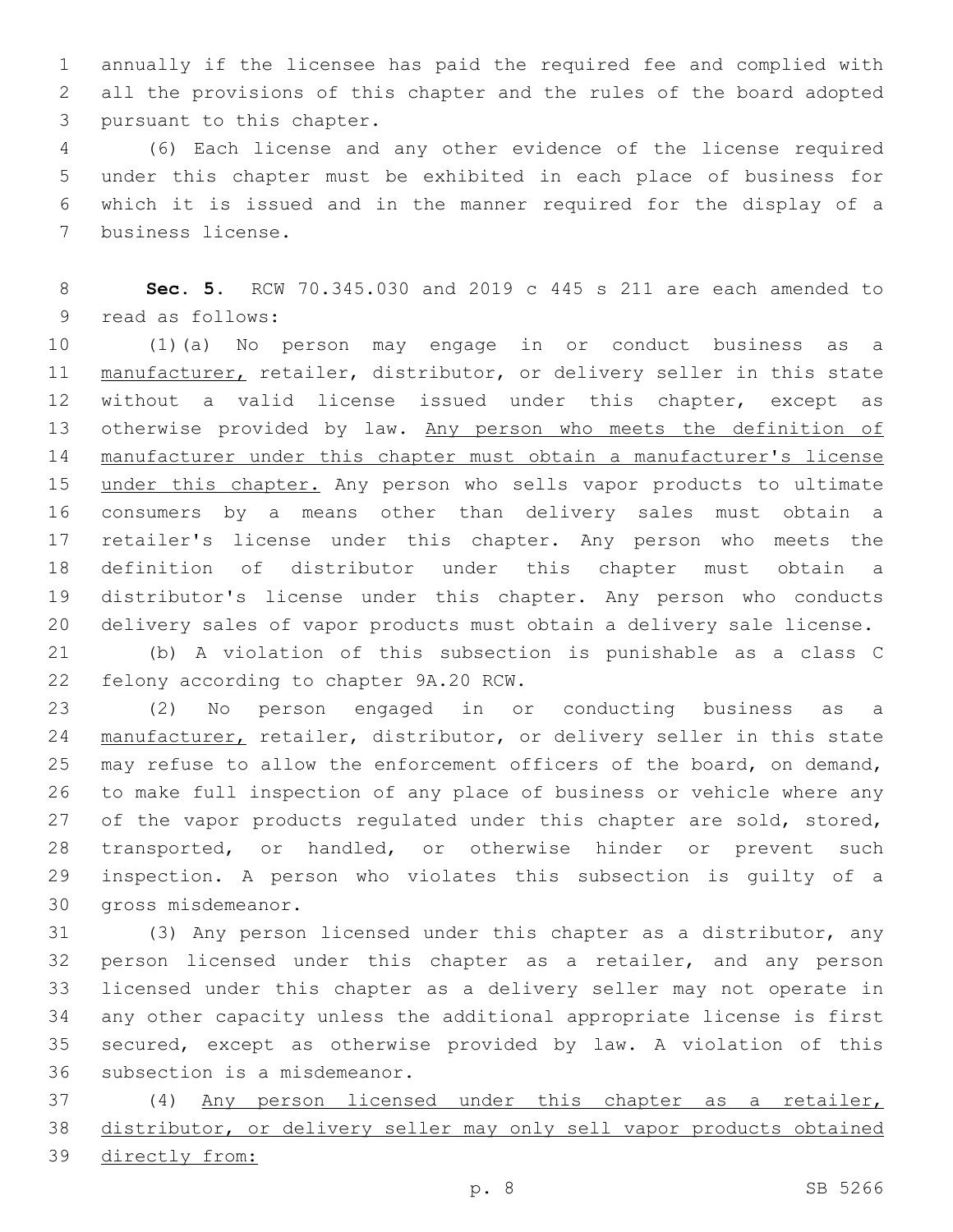annually if the licensee has paid the required fee and complied with all the provisions of this chapter and the rules of the board adopted pursuant to this chapter.

(6) Each license and any other evidence of the license required under this chapter must be exhibited in each place of business for which it is issued and in the manner required for the display of a business license.

**Sec. 5.** RCW 70.345.030 and 2019 c 445 s 211 are each amended to read as follows:

(1)(a) No person may engage in or conduct business as a manufacturer, retailer, distributor, or delivery seller in this state without a valid license issued under this chapter, except as otherwise provided by law. Any person who meets the definition of manufacturer under this chapter must obtain a manufacturer's license under this chapter. Any person who sells vapor products to ultimate consumers by a means other than delivery sales must obtain a retailer's license under this chapter. Any person who meets the definition of distributor under this chapter must obtain a distributor's license under this chapter. Any person who conducts delivery sales of vapor products must obtain a delivery sale license.

(b) A violation of this subsection is punishable as a class C felony according to chapter 9A.20 RCW.

(2) No person engaged in or conducting business as a manufacturer, retailer, distributor, or delivery seller in this state may refuse to allow the enforcement officers of the board, on demand, to make full inspection of any place of business or vehicle where any of the vapor products regulated under this chapter are sold, stored, transported, or handled, or otherwise hinder or prevent such inspection. A person who violates this subsection is guilty of a gross misdemeanor.

(3) Any person licensed under this chapter as a distributor, any person licensed under this chapter as a retailer, and any person licensed under this chapter as a delivery seller may not operate in any other capacity unless the additional appropriate license is first secured, except as otherwise provided by law. A violation of this subsection is a misdemeanor.

(4) Any person licensed under this chapter as a retailer, distributor, or delivery seller may only sell vapor products obtained directly from: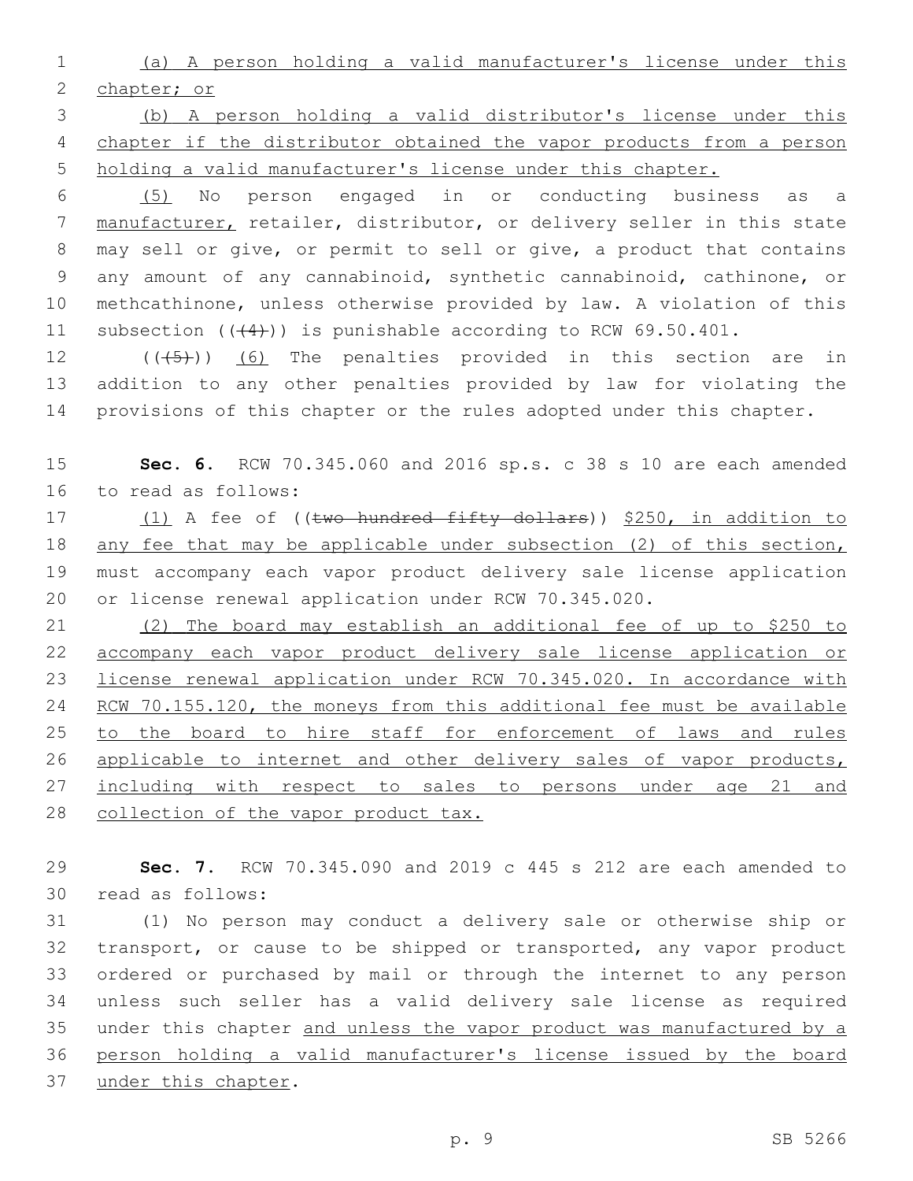(a) A person holding a valid manufacturer's license under this chapter; or

(b) A person holding a valid distributor's license under this chapter if the distributor obtained the vapor products from a person holding a valid manufacturer's license under this chapter.

(5) No person engaged in or conducting business as a manufacturer, retailer, distributor, or delivery seller in this state may sell or give, or permit to sell or give, a product that contains any amount of any cannabinoid, synthetic cannabinoid, cathinone, or methcathinone, unless otherwise provided by law. A violation of this subsection ((~~(4)~~)) is punishable according to RCW 69.50.401.

((~~(5)~~)) (6) The penalties provided in this section are in addition to any other penalties provided by law for violating the provisions of this chapter or the rules adopted under this chapter.

**Sec. 6.** RCW 70.345.060 and 2016 sp.s. c 38 s 10 are each amended to read as follows:

(1) A fee of ((~~two hundred fifty dollars~~)) $250, in addition to any fee that may be applicable under subsection (2) of this section, must accompany each vapor product delivery sale license application or license renewal application under RCW 70.345.020.

(2) The board may establish an additional fee of up to $250 to accompany each vapor product delivery sale license application or license renewal application under RCW 70.345.020. In accordance with RCW 70.155.120, the moneys from this additional fee must be available to the board to hire staff for enforcement of laws and rules applicable to internet and other delivery sales of vapor products, including with respect to sales to persons under age 21 and collection of the vapor product tax.

**Sec. 7.** RCW 70.345.090 and 2019 c 445 s 212 are each amended to read as follows:

(1) No person may conduct a delivery sale or otherwise ship or transport, or cause to be shipped or transported, any vapor product ordered or purchased by mail or through the internet to any person unless such seller has a valid delivery sale license as required under this chapter and unless the vapor product was manufactured by a person holding a valid manufacturer's license issued by the board under this chapter.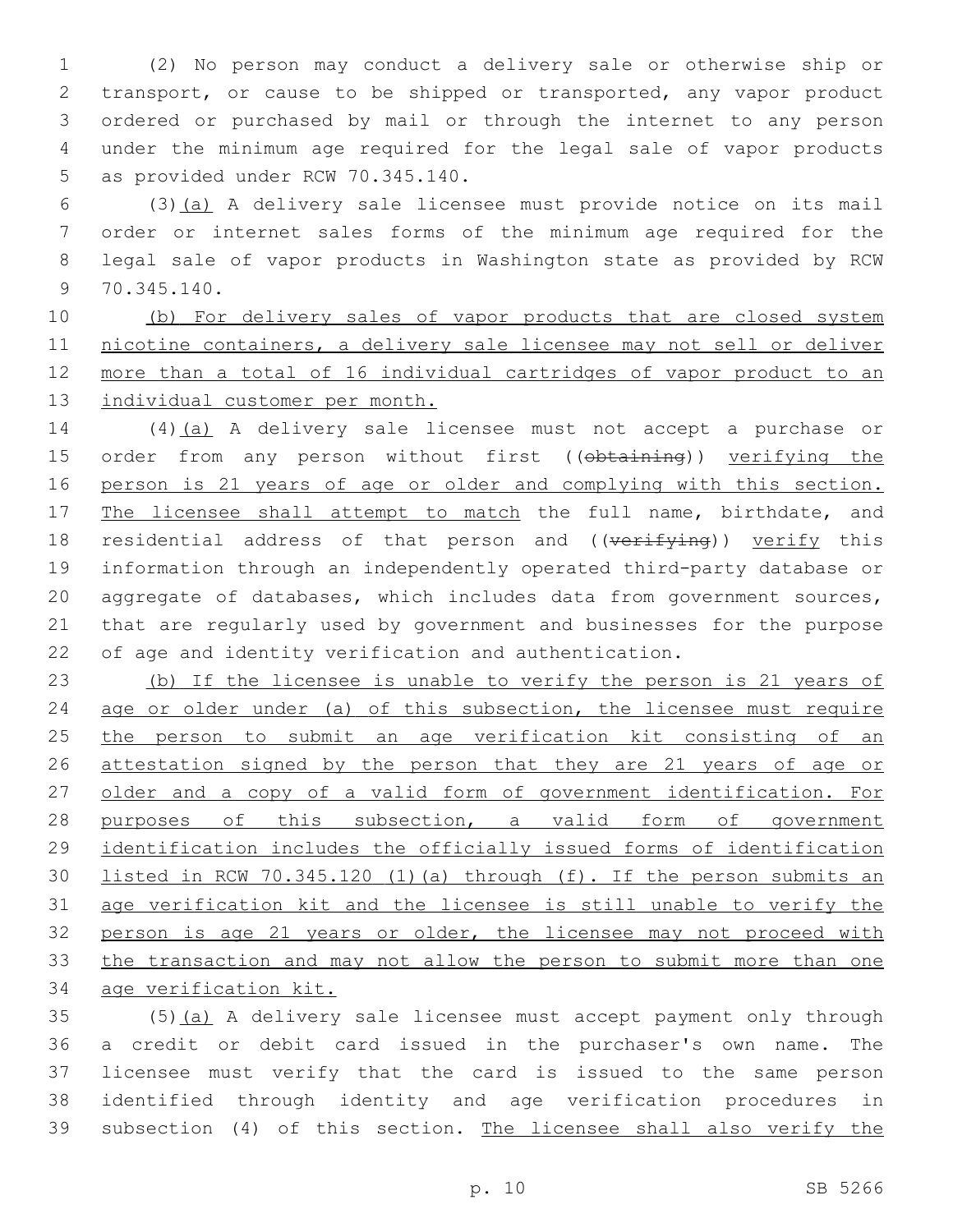(2) No person may conduct a delivery sale or otherwise ship or transport, or cause to be shipped or transported, any vapor product ordered or purchased by mail or through the internet to any person under the minimum age required for the legal sale of vapor products as provided under RCW 70.345.140.

(3)(a) A delivery sale licensee must provide notice on its mail order or internet sales forms of the minimum age required for the legal sale of vapor products in Washington state as provided by RCW 70.345.140.

(b) For delivery sales of vapor products that are closed system nicotine containers, a delivery sale licensee may not sell or deliver more than a total of 16 individual cartridges of vapor product to an individual customer per month.

(4)(a) A delivery sale licensee must not accept a purchase or order from any person without first ((obtaining)) verifying the person is 21 years of age or older and complying with this section. The licensee shall attempt to match the full name, birthdate, and residential address of that person and ((verifying)) verify this information through an independently operated third-party database or aggregate of databases, which includes data from government sources, that are regularly used by government and businesses for the purpose of age and identity verification and authentication.

(b) If the licensee is unable to verify the person is 21 years of age or older under (a) of this subsection, the licensee must require the person to submit an age verification kit consisting of an attestation signed by the person that they are 21 years of age or older and a copy of a valid form of government identification. For purposes of this subsection, a valid form of government identification includes the officially issued forms of identification listed in RCW 70.345.120 (1)(a) through (f). If the person submits an age verification kit and the licensee is still unable to verify the person is age 21 years or older, the licensee may not proceed with the transaction and may not allow the person to submit more than one age verification kit.

(5)(a) A delivery sale licensee must accept payment only through a credit or debit card issued in the purchaser's own name. The licensee must verify that the card is issued to the same person identified through identity and age verification procedures in subsection (4) of this section. The licensee shall also verify the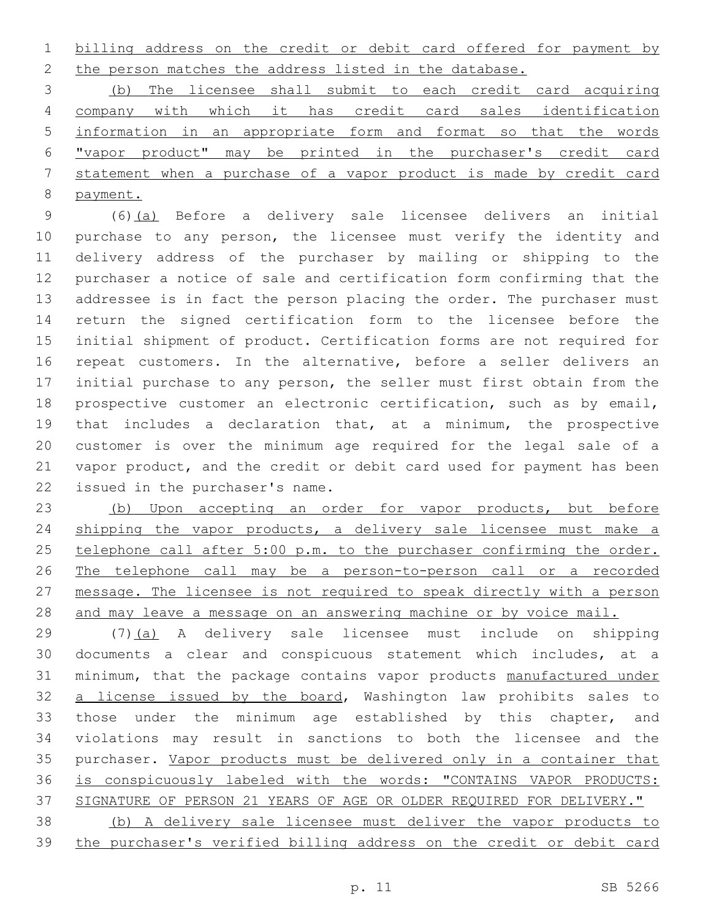billing address on the credit or debit card offered for payment by the person matches the address listed in the database.

(b) The licensee shall submit to each credit card acquiring company with which it has credit card sales identification information in an appropriate form and format so that the words "vapor product" may be printed in the purchaser's credit card statement when a purchase of a vapor product is made by credit card payment.

(6)(a) Before a delivery sale licensee delivers an initial purchase to any person, the licensee must verify the identity and delivery address of the purchaser by mailing or shipping to the purchaser a notice of sale and certification form confirming that the addressee is in fact the person placing the order. The purchaser must return the signed certification form to the licensee before the initial shipment of product. Certification forms are not required for repeat customers. In the alternative, before a seller delivers an initial purchase to any person, the seller must first obtain from the prospective customer an electronic certification, such as by email, that includes a declaration that, at a minimum, the prospective customer is over the minimum age required for the legal sale of a vapor product, and the credit or debit card used for payment has been issued in the purchaser's name.

(b) Upon accepting an order for vapor products, but before shipping the vapor products, a delivery sale licensee must make a telephone call after 5:00 p.m. to the purchaser confirming the order. The telephone call may be a person-to-person call or a recorded message. The licensee is not required to speak directly with a person and may leave a message on an answering machine or by voice mail.

(7)(a) A delivery sale licensee must include on shipping documents a clear and conspicuous statement which includes, at a minimum, that the package contains vapor products manufactured under a license issued by the board, Washington law prohibits sales to those under the minimum age established by this chapter, and violations may result in sanctions to both the licensee and the purchaser. Vapor products must be delivered only in a container that is conspicuously labeled with the words: "CONTAINS VAPOR PRODUCTS: SIGNATURE OF PERSON 21 YEARS OF AGE OR OLDER REQUIRED FOR DELIVERY."

(b) A delivery sale licensee must deliver the vapor products to the purchaser's verified billing address on the credit or debit card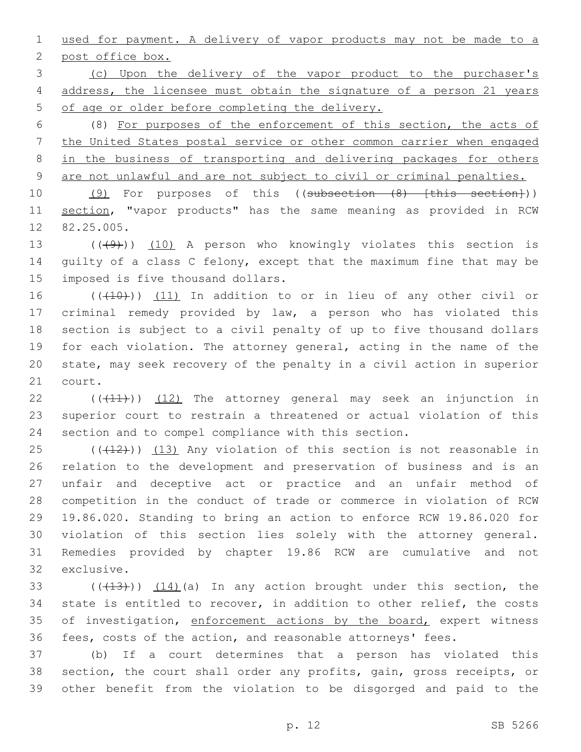used for payment. A delivery of vapor products may not be made to a post office box.

(c) Upon the delivery of the vapor product to the purchaser's address, the licensee must obtain the signature of a person 21 years of age or older before completing the delivery.

(8) For purposes of the enforcement of this section, the acts of the United States postal service or other common carrier when engaged in the business of transporting and delivering packages for others are not unlawful and are not subject to civil or criminal penalties.

(9) For purposes of this ((subsection (8) [this section])) section, "vapor products" has the same meaning as provided in RCW 82.25.005.

(((9))) (10) A person who knowingly violates this section is guilty of a class C felony, except that the maximum fine that may be imposed is five thousand dollars.

(((10))) (11) In addition to or in lieu of any other civil or criminal remedy provided by law, a person who has violated this section is subject to a civil penalty of up to five thousand dollars for each violation. The attorney general, acting in the name of the state, may seek recovery of the penalty in a civil action in superior court.

(((11))) (12) The attorney general may seek an injunction in superior court to restrain a threatened or actual violation of this section and to compel compliance with this section.

(((12))) (13) Any violation of this section is not reasonable in relation to the development and preservation of business and is an unfair and deceptive act or practice and an unfair method of competition in the conduct of trade or commerce in violation of RCW 19.86.020. Standing to bring an action to enforce RCW 19.86.020 for violation of this section lies solely with the attorney general. Remedies provided by chapter 19.86 RCW are cumulative and not exclusive.

(((13))) (14)(a) In any action brought under this section, the state is entitled to recover, in addition to other relief, the costs of investigation, enforcement actions by the board, expert witness fees, costs of the action, and reasonable attorneys' fees.

(b) If a court determines that a person has violated this section, the court shall order any profits, gain, gross receipts, or other benefit from the violation to be disgorged and paid to the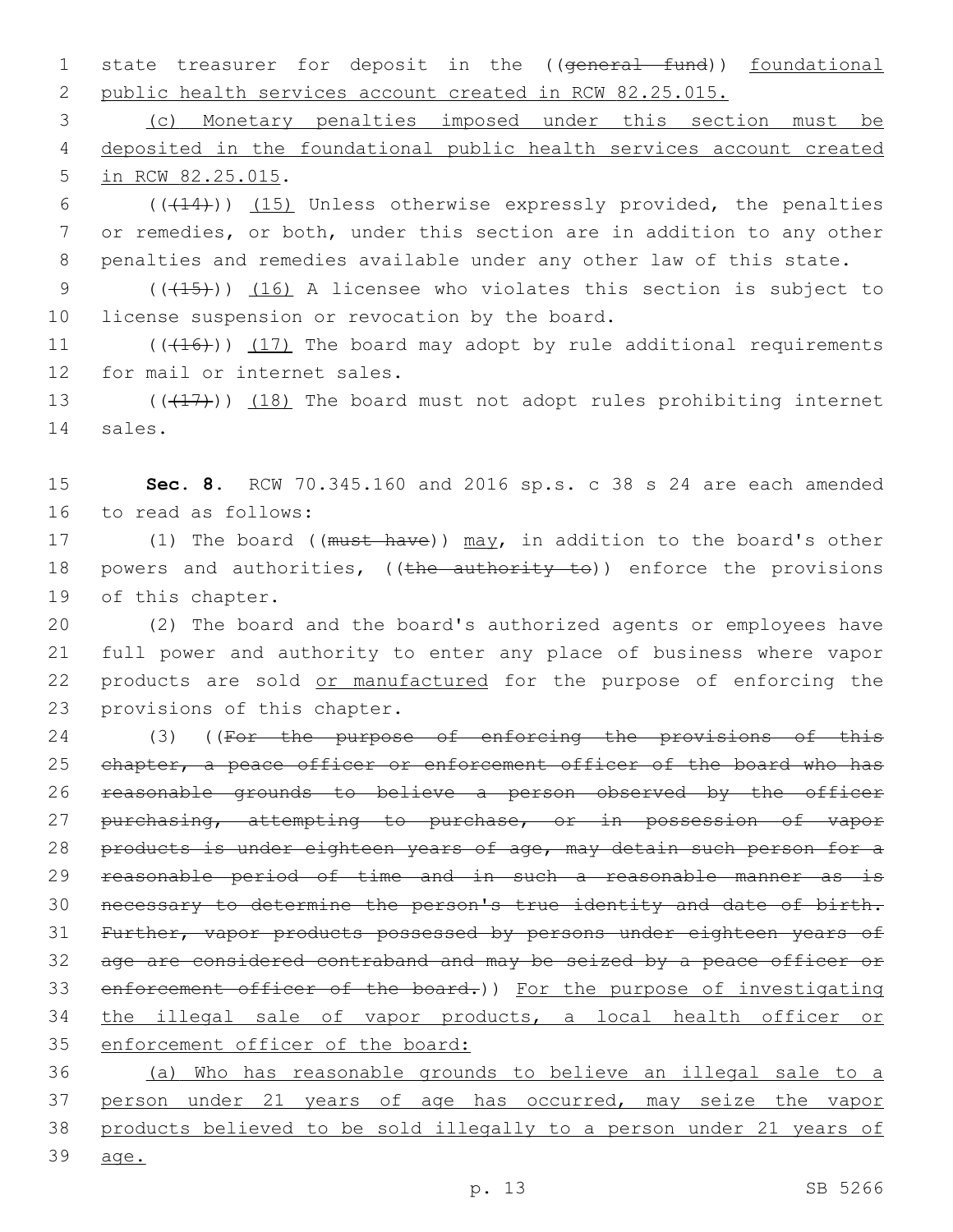state treasurer for deposit in the ((~~general fund~~)) <u>foundational public health services account created in RCW 82.25.015.</u>

<u>(c) Monetary penalties imposed under this section must be deposited in the foundational public health services account created in RCW 82.25.015</u>.

((~~(14)~~)) <u>(15)</u> Unless otherwise expressly provided, the penalties or remedies, or both, under this section are in addition to any other penalties and remedies available under any other law of this state.

((~~(15)~~)) <u>(16)</u> A licensee who violates this section is subject to license suspension or revocation by the board.

((~~(16)~~)) <u>(17)</u> The board may adopt by rule additional requirements for mail or internet sales.

((~~(17)~~)) <u>(18)</u> The board must not adopt rules prohibiting internet sales.

**Sec. 8.** RCW 70.345.160 and 2016 sp.s. c 38 s 24 are each amended to read as follows:

(1) The board ((~~must have~~)) <u>may</u>, in addition to the board's other powers and authorities, ((~~the authority to~~)) enforce the provisions of this chapter.

(2) The board and the board's authorized agents or employees have full power and authority to enter any place of business where vapor products are sold <u>or manufactured</u> for the purpose of enforcing the provisions of this chapter.

(3) ((~~For the purpose of enforcing the provisions of this chapter, a peace officer or enforcement officer of the board who has reasonable grounds to believe a person observed by the officer purchasing, attempting to purchase, or in possession of vapor products is under eighteen years of age, may detain such person for a reasonable period of time and in such a reasonable manner as is necessary to determine the person's true identity and date of birth. Further, vapor products possessed by persons under eighteen years of age are considered contraband and may be seized by a peace officer or enforcement officer of the board.~~)) <u>For the purpose of investigating the illegal sale of vapor products, a local health officer or enforcement officer of the board:</u>

<u>(a) Who has reasonable grounds to believe an illegal sale to a person under 21 years of age has occurred, may seize the vapor products believed to be sold illegally to a person under 21 years of age.</u>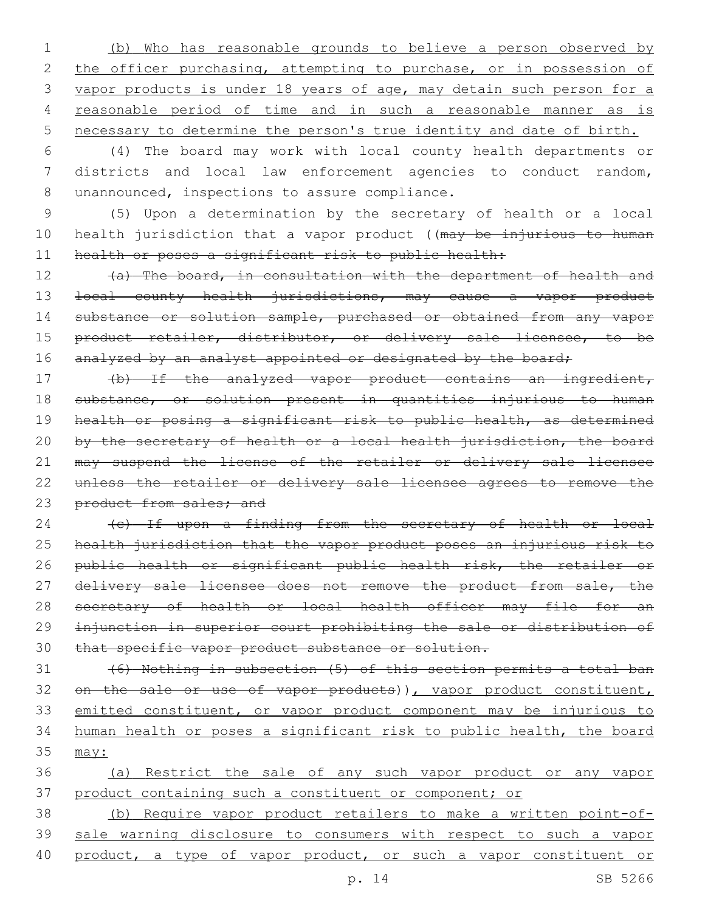(b) Who has reasonable grounds to believe a person observed by the officer purchasing, attempting to purchase, or in possession of vapor products is under 18 years of age, may detain such person for a reasonable period of time and in such a reasonable manner as is necessary to determine the person's true identity and date of birth.

(4) The board may work with local county health departments or districts and local law enforcement agencies to conduct random, unannounced, inspections to assure compliance.

(5) Upon a determination by the secretary of health or a local health jurisdiction that a vapor product ((~~may be injurious to human health or poses a significant risk to public health:~~

~~(a) The board, in consultation with the department of health and local county health jurisdictions, may cause a vapor product substance or solution sample, purchased or obtained from any vapor product retailer, distributor, or delivery sale licensee, to be analyzed by an analyst appointed or designated by the board;~~

~~(b) If the analyzed vapor product contains an ingredient, substance, or solution present in quantities injurious to human health or posing a significant risk to public health, as determined by the secretary of health or a local health jurisdiction, the board may suspend the license of the retailer or delivery sale licensee unless the retailer or delivery sale licensee agrees to remove the product from sales; and~~

~~(c) If upon a finding from the secretary of health or local health jurisdiction that the vapor product poses an injurious risk to public health or significant public health risk, the retailer or delivery sale licensee does not remove the product from sale, the secretary of health or local health officer may file for an injunction in superior court prohibiting the sale or distribution of that specific vapor product substance or solution.~~

~~(6) Nothing in subsection (5) of this section permits a total ban on the sale or use of vapor products~~)), vapor product constituent, emitted constituent, or vapor product component may be injurious to human health or poses a significant risk to public health, the board may:

(a) Restrict the sale of any such vapor product or any vapor product containing such a constituent or component; or

(b) Require vapor product retailers to make a written point-of-sale warning disclosure to consumers with respect to such a vapor product, a type of vapor product, or such a vapor constituent or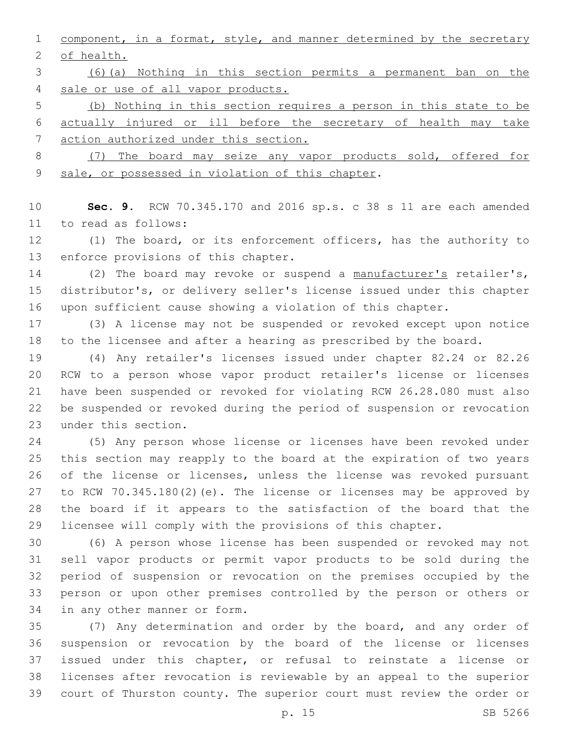component, in a format, style, and manner determined by the secretary of health.

(6)(a) Nothing in this section permits a permanent ban on the sale or use of all vapor products.

(b) Nothing in this section requires a person in this state to be actually injured or ill before the secretary of health may take action authorized under this section.

(7) The board may seize any vapor products sold, offered for sale, or possessed in violation of this chapter.

**Sec. 9.** RCW 70.345.170 and 2016 sp.s. c 38 s 11 are each amended to read as follows:

(1) The board, or its enforcement officers, has the authority to enforce provisions of this chapter.

(2) The board may revoke or suspend a manufacturer's retailer's, distributor's, or delivery seller's license issued under this chapter upon sufficient cause showing a violation of this chapter.

(3) A license may not be suspended or revoked except upon notice to the licensee and after a hearing as prescribed by the board.

(4) Any retailer's licenses issued under chapter 82.24 or 82.26 RCW to a person whose vapor product retailer's license or licenses have been suspended or revoked for violating RCW 26.28.080 must also be suspended or revoked during the period of suspension or revocation under this section.

(5) Any person whose license or licenses have been revoked under this section may reapply to the board at the expiration of two years of the license or licenses, unless the license was revoked pursuant to RCW 70.345.180(2)(e). The license or licenses may be approved by the board if it appears to the satisfaction of the board that the licensee will comply with the provisions of this chapter.

(6) A person whose license has been suspended or revoked may not sell vapor products or permit vapor products to be sold during the period of suspension or revocation on the premises occupied by the person or upon other premises controlled by the person or others or in any other manner or form.

(7) Any determination and order by the board, and any order of suspension or revocation by the board of the license or licenses issued under this chapter, or refusal to reinstate a license or licenses after revocation is reviewable by an appeal to the superior court of Thurston county. The superior court must review the order or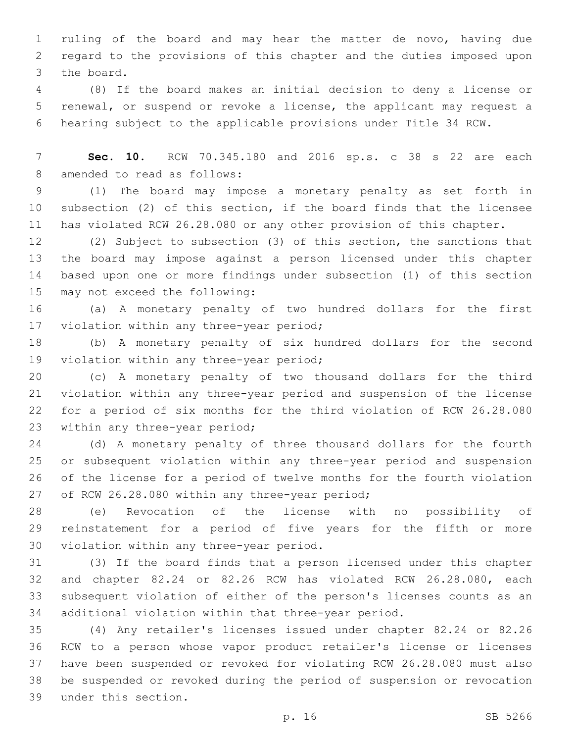ruling of the board and may hear the matter de novo, having due regard to the provisions of this chapter and the duties imposed upon the board.

(8) If the board makes an initial decision to deny a license or renewal, or suspend or revoke a license, the applicant may request a hearing subject to the applicable provisions under Title 34 RCW.

**Sec. 10.** RCW 70.345.180 and 2016 sp.s. c 38 s 22 are each amended to read as follows:

(1) The board may impose a monetary penalty as set forth in subsection (2) of this section, if the board finds that the licensee has violated RCW 26.28.080 or any other provision of this chapter.

(2) Subject to subsection (3) of this section, the sanctions that the board may impose against a person licensed under this chapter based upon one or more findings under subsection (1) of this section may not exceed the following:

(a) A monetary penalty of two hundred dollars for the first violation within any three-year period;

(b) A monetary penalty of six hundred dollars for the second violation within any three-year period;

(c) A monetary penalty of two thousand dollars for the third violation within any three-year period and suspension of the license for a period of six months for the third violation of RCW 26.28.080 within any three-year period;

(d) A monetary penalty of three thousand dollars for the fourth or subsequent violation within any three-year period and suspension of the license for a period of twelve months for the fourth violation of RCW 26.28.080 within any three-year period;

(e) Revocation of the license with no possibility of reinstatement for a period of five years for the fifth or more violation within any three-year period.

(3) If the board finds that a person licensed under this chapter and chapter 82.24 or 82.26 RCW has violated RCW 26.28.080, each subsequent violation of either of the person's licenses counts as an additional violation within that three-year period.

(4) Any retailer's licenses issued under chapter 82.24 or 82.26 RCW to a person whose vapor product retailer's license or licenses have been suspended or revoked for violating RCW 26.28.080 must also be suspended or revoked during the period of suspension or revocation under this section.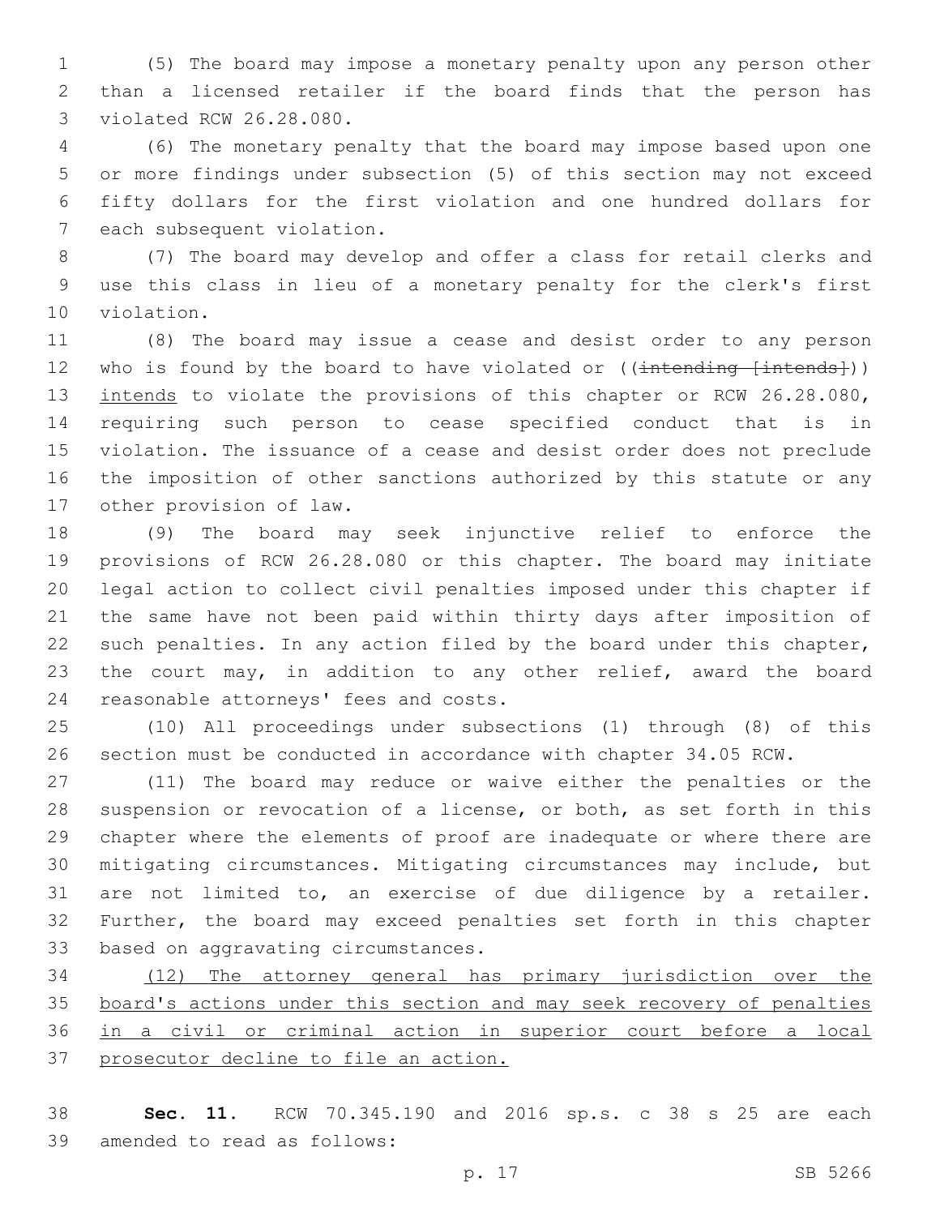(5) The board may impose a monetary penalty upon any person other than a licensed retailer if the board finds that the person has violated RCW 26.28.080.

(6) The monetary penalty that the board may impose based upon one or more findings under subsection (5) of this section may not exceed fifty dollars for the first violation and one hundred dollars for each subsequent violation.

(7) The board may develop and offer a class for retail clerks and use this class in lieu of a monetary penalty for the clerk's first violation.

(8) The board may issue a cease and desist order to any person who is found by the board to have violated or ((~~intending [intends]~~)) <u>intends</u> to violate the provisions of this chapter or RCW 26.28.080, requiring such person to cease specified conduct that is in violation. The issuance of a cease and desist order does not preclude the imposition of other sanctions authorized by this statute or any other provision of law.

(9) The board may seek injunctive relief to enforce the provisions of RCW 26.28.080 or this chapter. The board may initiate legal action to collect civil penalties imposed under this chapter if the same have not been paid within thirty days after imposition of such penalties. In any action filed by the board under this chapter, the court may, in addition to any other relief, award the board reasonable attorneys' fees and costs.

(10) All proceedings under subsections (1) through (8) of this section must be conducted in accordance with chapter 34.05 RCW.

(11) The board may reduce or waive either the penalties or the suspension or revocation of a license, or both, as set forth in this chapter where the elements of proof are inadequate or where there are mitigating circumstances. Mitigating circumstances may include, but are not limited to, an exercise of due diligence by a retailer. Further, the board may exceed penalties set forth in this chapter based on aggravating circumstances.

<u>(12) The attorney general has primary jurisdiction over the board's actions under this section and may seek recovery of penalties in a civil or criminal action in superior court before a local prosecutor decline to file an action.</u>

**Sec. 11.** RCW 70.345.190 and 2016 sp.s. c 38 s 25 are each amended to read as follows: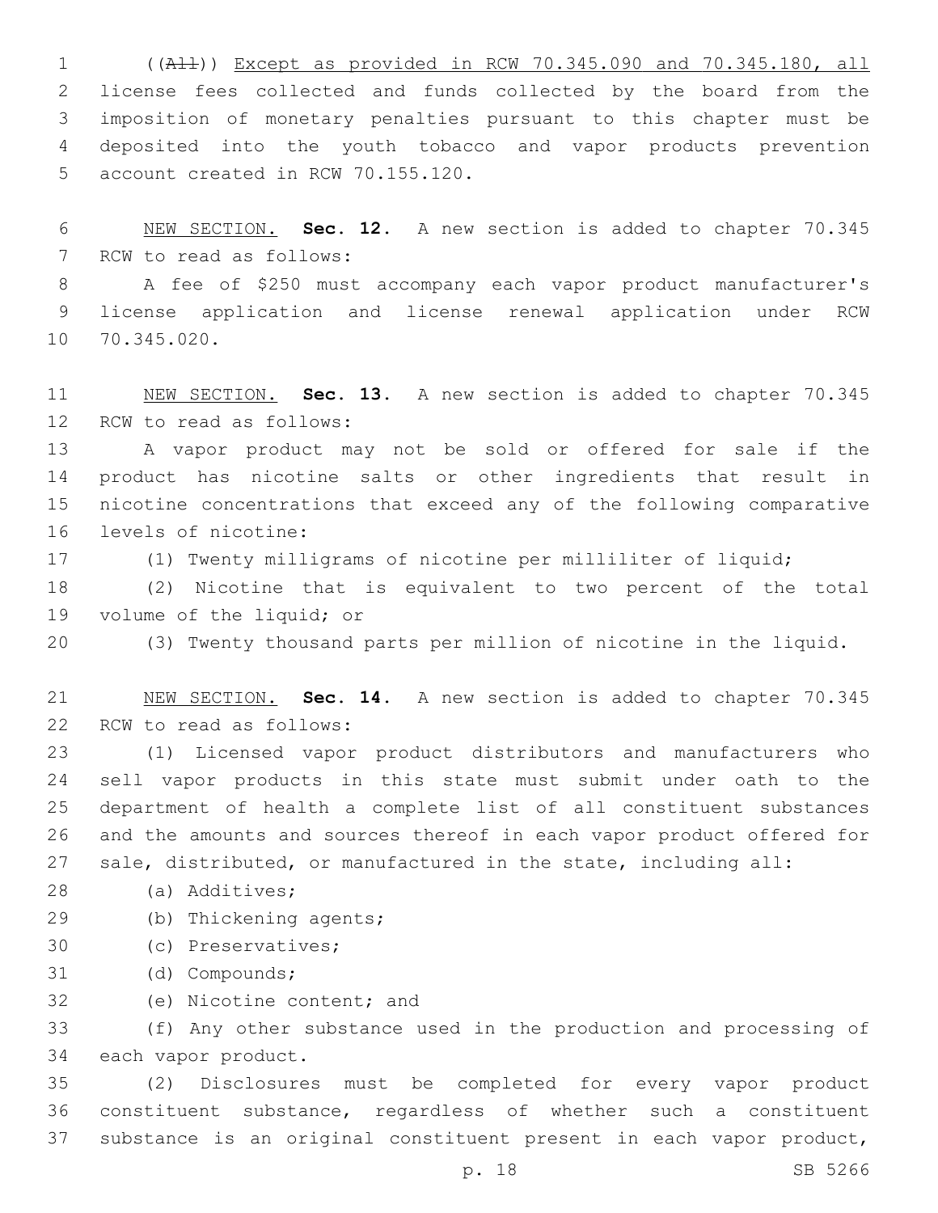((~~All~~)) Except as provided in RCW 70.345.090 and 70.345.180, all license fees collected and funds collected by the board from the imposition of monetary penalties pursuant to this chapter must be deposited into the youth tobacco and vapor products prevention account created in RCW 70.155.120.

NEW SECTION. **Sec. 12.** A new section is added to chapter 70.345 RCW to read as follows:

A fee of $250 must accompany each vapor product manufacturer's license application and license renewal application under RCW 70.345.020.

NEW SECTION. **Sec. 13.** A new section is added to chapter 70.345 RCW to read as follows:

A vapor product may not be sold or offered for sale if the product has nicotine salts or other ingredients that result in nicotine concentrations that exceed any of the following comparative levels of nicotine:

(1) Twenty milligrams of nicotine per milliliter of liquid;

(2) Nicotine that is equivalent to two percent of the total volume of the liquid; or

(3) Twenty thousand parts per million of nicotine in the liquid.

NEW SECTION. **Sec. 14.** A new section is added to chapter 70.345 RCW to read as follows:

(1) Licensed vapor product distributors and manufacturers who sell vapor products in this state must submit under oath to the department of health a complete list of all constituent substances and the amounts and sources thereof in each vapor product offered for sale, distributed, or manufactured in the state, including all:

(a) Additives;

(b) Thickening agents;

(c) Preservatives;

(d) Compounds;

(e) Nicotine content; and

(f) Any other substance used in the production and processing of each vapor product.

(2) Disclosures must be completed for every vapor product constituent substance, regardless of whether such a constituent substance is an original constituent present in each vapor product,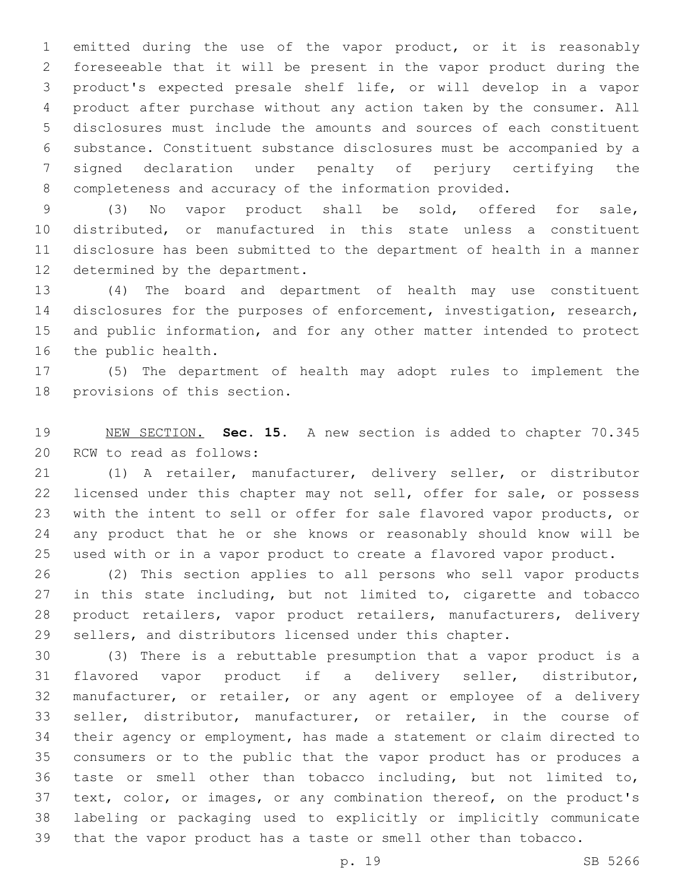emitted during the use of the vapor product, or it is reasonably foreseeable that it will be present in the vapor product during the product's expected presale shelf life, or will develop in a vapor product after purchase without any action taken by the consumer. All disclosures must include the amounts and sources of each constituent substance. Constituent substance disclosures must be accompanied by a signed declaration under penalty of perjury certifying the completeness and accuracy of the information provided.

(3) No vapor product shall be sold, offered for sale, distributed, or manufactured in this state unless a constituent disclosure has been submitted to the department of health in a manner determined by the department.

(4) The board and department of health may use constituent disclosures for the purposes of enforcement, investigation, research, and public information, and for any other matter intended to protect the public health.

(5) The department of health may adopt rules to implement the provisions of this section.

NEW SECTION. **Sec. 15.** A new section is added to chapter 70.345 RCW to read as follows:

(1) A retailer, manufacturer, delivery seller, or distributor licensed under this chapter may not sell, offer for sale, or possess with the intent to sell or offer for sale flavored vapor products, or any product that he or she knows or reasonably should know will be used with or in a vapor product to create a flavored vapor product.

(2) This section applies to all persons who sell vapor products in this state including, but not limited to, cigarette and tobacco product retailers, vapor product retailers, manufacturers, delivery sellers, and distributors licensed under this chapter.

(3) There is a rebuttable presumption that a vapor product is a flavored vapor product if a delivery seller, distributor, manufacturer, or retailer, or any agent or employee of a delivery seller, distributor, manufacturer, or retailer, in the course of their agency or employment, has made a statement or claim directed to consumers or to the public that the vapor product has or produces a taste or smell other than tobacco including, but not limited to, text, color, or images, or any combination thereof, on the product's labeling or packaging used to explicitly or implicitly communicate that the vapor product has a taste or smell other than tobacco.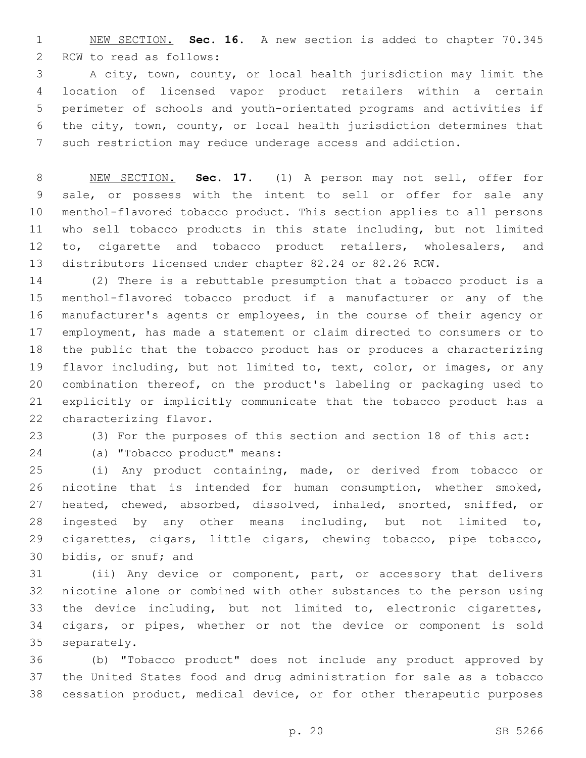NEW SECTION. **Sec. 16.** A new section is added to chapter 70.345 RCW to read as follows:

A city, town, county, or local health jurisdiction may limit the location of licensed vapor product retailers within a certain perimeter of schools and youth-orientated programs and activities if the city, town, county, or local health jurisdiction determines that such restriction may reduce underage access and addiction.

NEW SECTION. **Sec. 17.** (1) A person may not sell, offer for sale, or possess with the intent to sell or offer for sale any menthol-flavored tobacco product. This section applies to all persons who sell tobacco products in this state including, but not limited to, cigarette and tobacco product retailers, wholesalers, and distributors licensed under chapter 82.24 or 82.26 RCW.

(2) There is a rebuttable presumption that a tobacco product is a menthol-flavored tobacco product if a manufacturer or any of the manufacturer's agents or employees, in the course of their agency or employment, has made a statement or claim directed to consumers or to the public that the tobacco product has or produces a characterizing flavor including, but not limited to, text, color, or images, or any combination thereof, on the product's labeling or packaging used to explicitly or implicitly communicate that the tobacco product has a characterizing flavor.

(3) For the purposes of this section and section 18 of this act:

(a) "Tobacco product" means:

(i) Any product containing, made, or derived from tobacco or nicotine that is intended for human consumption, whether smoked, heated, chewed, absorbed, dissolved, inhaled, snorted, sniffed, or ingested by any other means including, but not limited to, cigarettes, cigars, little cigars, chewing tobacco, pipe tobacco, bidis, or snuf; and

(ii) Any device or component, part, or accessory that delivers nicotine alone or combined with other substances to the person using the device including, but not limited to, electronic cigarettes, cigars, or pipes, whether or not the device or component is sold separately.

(b) "Tobacco product" does not include any product approved by the United States food and drug administration for sale as a tobacco cessation product, medical device, or for other therapeutic purposes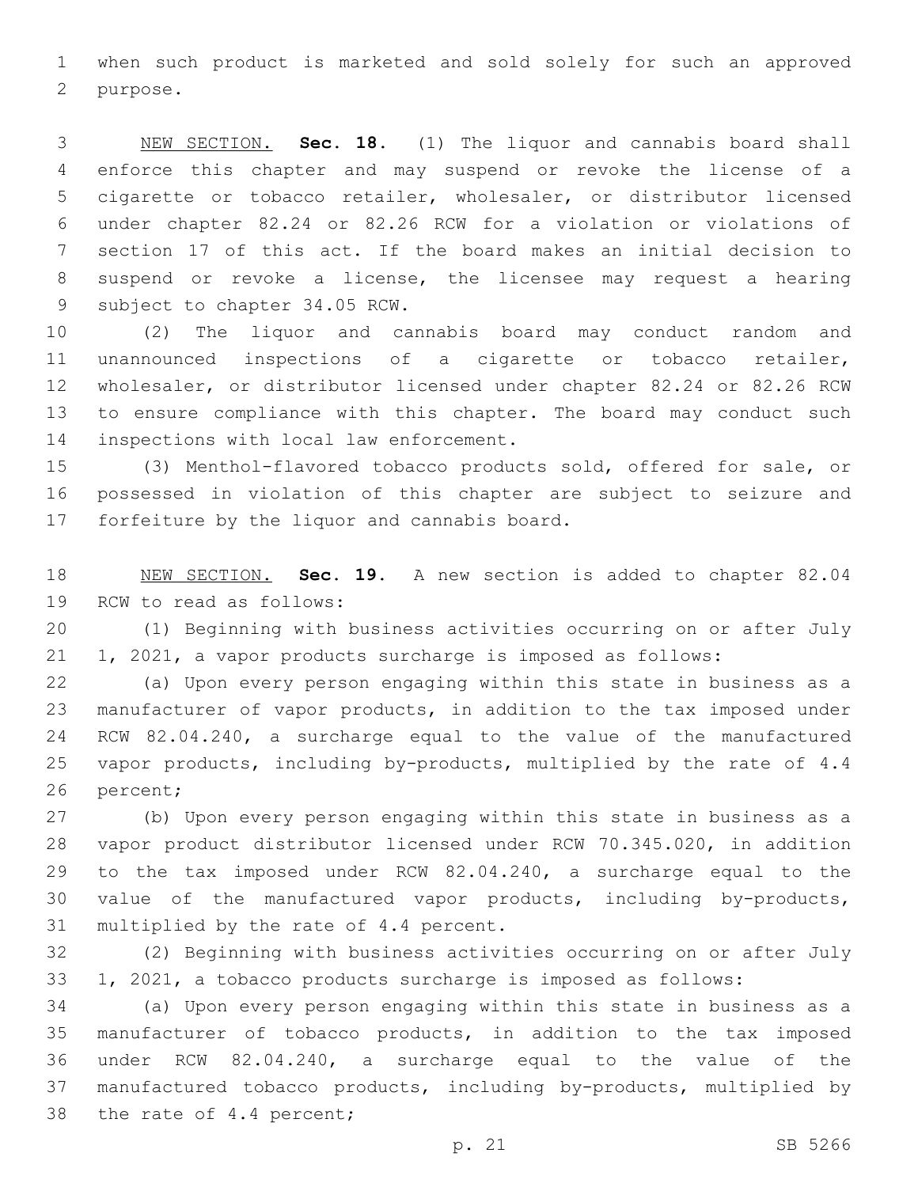when such product is marketed and sold solely for such an approved purpose.

NEW SECTION. **Sec. 18.** (1) The liquor and cannabis board shall enforce this chapter and may suspend or revoke the license of a cigarette or tobacco retailer, wholesaler, or distributor licensed under chapter 82.24 or 82.26 RCW for a violation or violations of section 17 of this act. If the board makes an initial decision to suspend or revoke a license, the licensee may request a hearing subject to chapter 34.05 RCW.

(2) The liquor and cannabis board may conduct random and unannounced inspections of a cigarette or tobacco retailer, wholesaler, or distributor licensed under chapter 82.24 or 82.26 RCW to ensure compliance with this chapter. The board may conduct such inspections with local law enforcement.

(3) Menthol-flavored tobacco products sold, offered for sale, or possessed in violation of this chapter are subject to seizure and forfeiture by the liquor and cannabis board.

NEW SECTION. **Sec. 19.** A new section is added to chapter 82.04 RCW to read as follows:

(1) Beginning with business activities occurring on or after July 1, 2021, a vapor products surcharge is imposed as follows:

(a) Upon every person engaging within this state in business as a manufacturer of vapor products, in addition to the tax imposed under RCW 82.04.240, a surcharge equal to the value of the manufactured vapor products, including by-products, multiplied by the rate of 4.4 percent;

(b) Upon every person engaging within this state in business as a vapor product distributor licensed under RCW 70.345.020, in addition to the tax imposed under RCW 82.04.240, a surcharge equal to the value of the manufactured vapor products, including by-products, multiplied by the rate of 4.4 percent.

(2) Beginning with business activities occurring on or after July 1, 2021, a tobacco products surcharge is imposed as follows:

(a) Upon every person engaging within this state in business as a manufacturer of tobacco products, in addition to the tax imposed under RCW 82.04.240, a surcharge equal to the value of the manufactured tobacco products, including by-products, multiplied by the rate of 4.4 percent;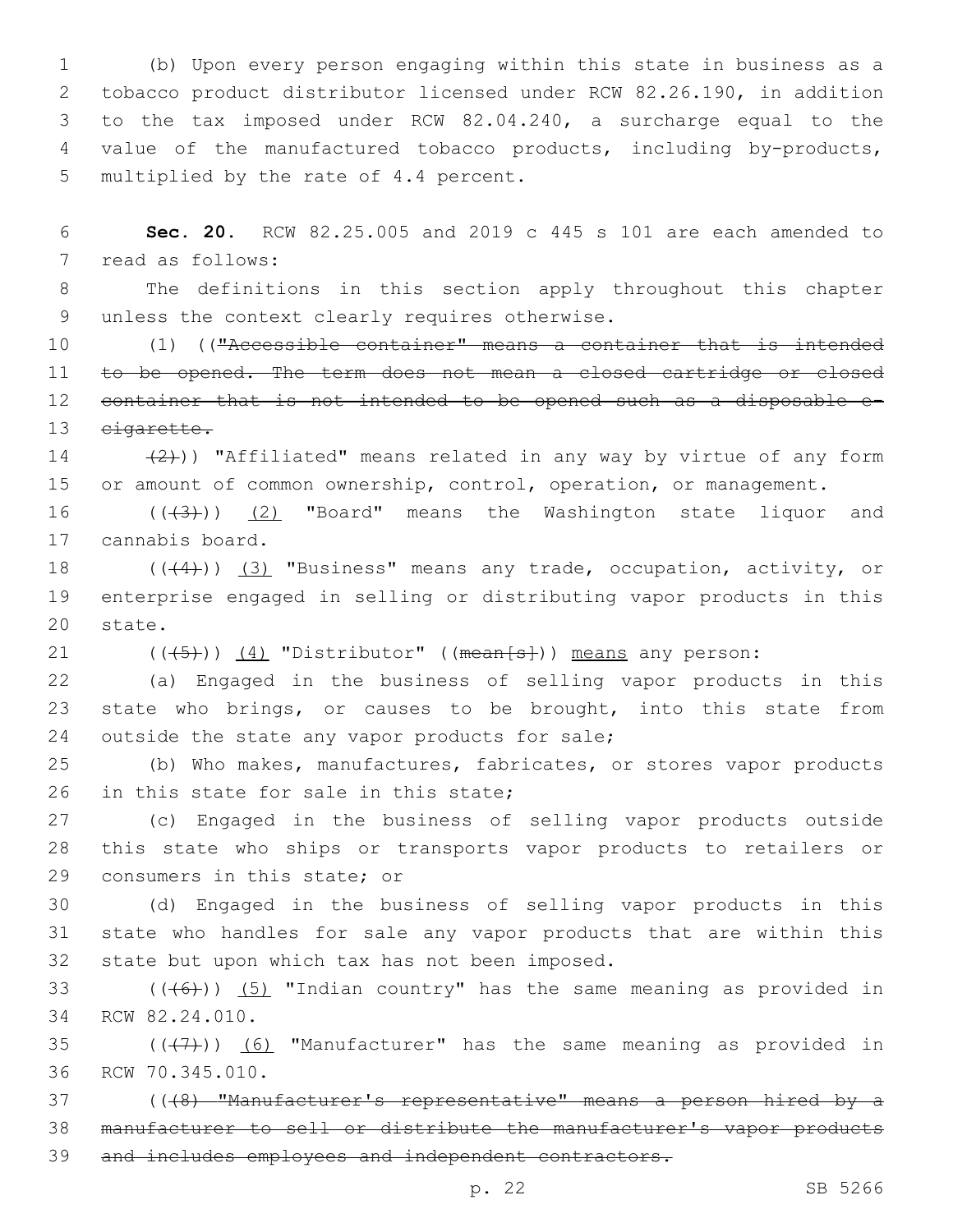(b) Upon every person engaging within this state in business as a tobacco product distributor licensed under RCW 82.26.190, in addition to the tax imposed under RCW 82.04.240, a surcharge equal to the value of the manufactured tobacco products, including by-products, multiplied by the rate of 4.4 percent.

**Sec. 20.** RCW 82.25.005 and 2019 c 445 s 101 are each amended to read as follows:

The definitions in this section apply throughout this chapter unless the context clearly requires otherwise.

(1) ((~~"Accessible container" means a container that is intended to be opened. The term does not mean a closed cartridge or closed container that is not intended to be opened such as a disposable e-cigarette.~~

~~(2)~~)) "Affiliated" means related in any way by virtue of any form or amount of common ownership, control, operation, or management.

((~~(3)~~)) (2) "Board" means the Washington state liquor and cannabis board.

((~~(4)~~)) (3) "Business" means any trade, occupation, activity, or enterprise engaged in selling or distributing vapor products in this state.

((~~(5)~~)) (4) "Distributor" ((~~mean[s]~~)) means any person:

(a) Engaged in the business of selling vapor products in this state who brings, or causes to be brought, into this state from outside the state any vapor products for sale;

(b) Who makes, manufactures, fabricates, or stores vapor products in this state for sale in this state;

(c) Engaged in the business of selling vapor products outside this state who ships or transports vapor products to retailers or consumers in this state; or

(d) Engaged in the business of selling vapor products in this state who handles for sale any vapor products that are within this state but upon which tax has not been imposed.

((~~(6)~~)) (5) "Indian country" has the same meaning as provided in RCW 82.24.010.

((~~(7)~~)) (6) "Manufacturer" has the same meaning as provided in RCW 70.345.010.

((~~(8) "Manufacturer's representative" means a person hired by a manufacturer to sell or distribute the manufacturer's vapor products and includes employees and independent contractors.~~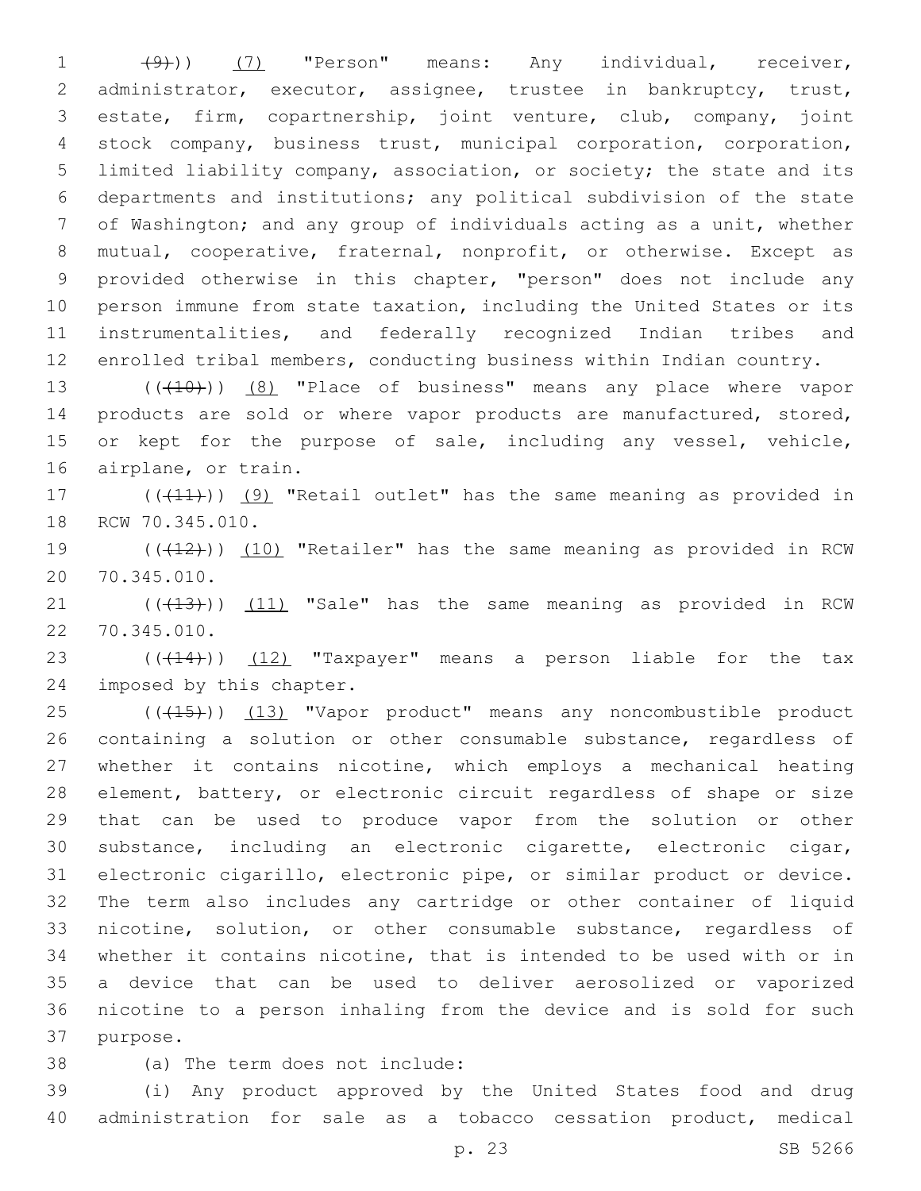~~(9)~~)) (7) "Person" means: Any individual, receiver, administrator, executor, assignee, trustee in bankruptcy, trust, estate, firm, copartnership, joint venture, club, company, joint stock company, business trust, municipal corporation, corporation, limited liability company, association, or society; the state and its departments and institutions; any political subdivision of the state of Washington; and any group of individuals acting as a unit, whether mutual, cooperative, fraternal, nonprofit, or otherwise. Except as provided otherwise in this chapter, "person" does not include any person immune from state taxation, including the United States or its instrumentalities, and federally recognized Indian tribes and enrolled tribal members, conducting business within Indian country.

((~~(10)~~)) (8) "Place of business" means any place where vapor products are sold or where vapor products are manufactured, stored, or kept for the purpose of sale, including any vessel, vehicle, airplane, or train.

((~~(11)~~)) (9) "Retail outlet" has the same meaning as provided in RCW 70.345.010.

((~~(12)~~)) (10) "Retailer" has the same meaning as provided in RCW 70.345.010.

((~~(13)~~)) (11) "Sale" has the same meaning as provided in RCW 70.345.010.

((~~(14)~~)) (12) "Taxpayer" means a person liable for the tax imposed by this chapter.

((~~(15)~~)) (13) "Vapor product" means any noncombustible product containing a solution or other consumable substance, regardless of whether it contains nicotine, which employs a mechanical heating element, battery, or electronic circuit regardless of shape or size that can be used to produce vapor from the solution or other substance, including an electronic cigarette, electronic cigar, electronic cigarillo, electronic pipe, or similar product or device. The term also includes any cartridge or other container of liquid nicotine, solution, or other consumable substance, regardless of whether it contains nicotine, that is intended to be used with or in a device that can be used to deliver aerosolized or vaporized nicotine to a person inhaling from the device and is sold for such purpose.

(a) The term does not include:

(i) Any product approved by the United States food and drug administration for sale as a tobacco cessation product, medical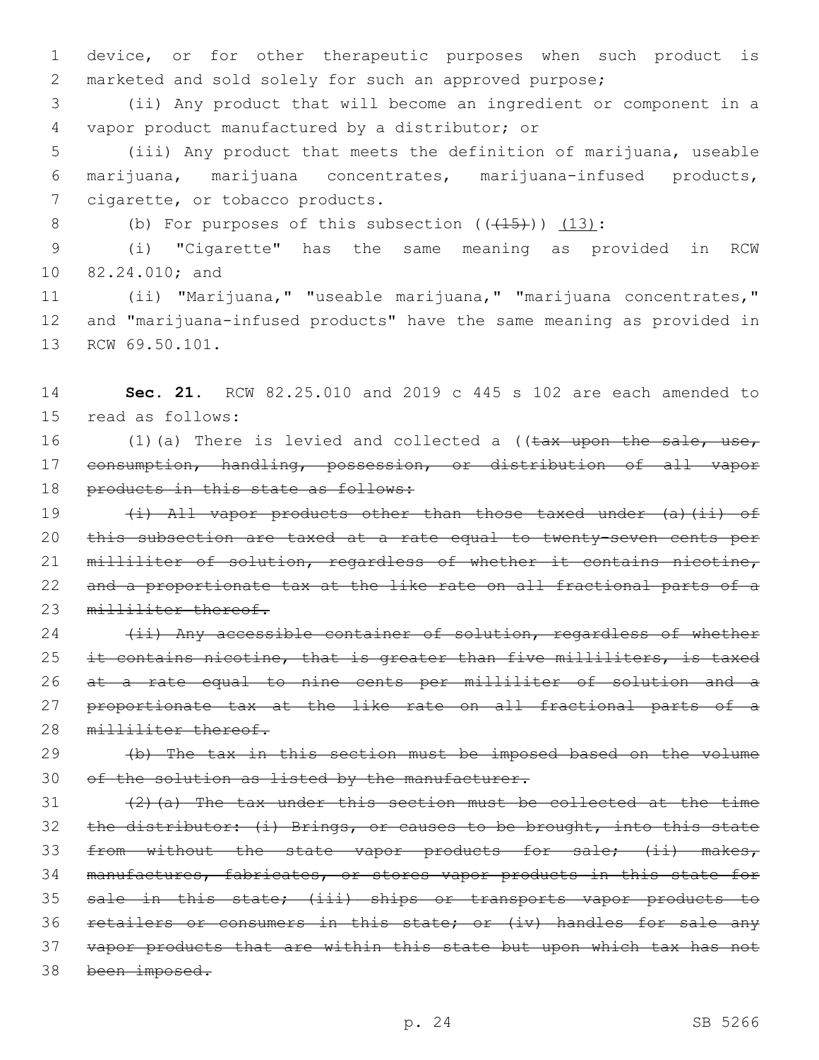device, or for other therapeutic purposes when such product is marketed and sold solely for such an approved purpose;

(ii) Any product that will become an ingredient or component in a vapor product manufactured by a distributor; or

(iii) Any product that meets the definition of marijuana, useable marijuana, marijuana concentrates, marijuana-infused products, cigarette, or tobacco products.

(b) For purposes of this subsection ((~~(15)~~)) (13):

(i) "Cigarette" has the same meaning as provided in RCW 82.24.010; and

(ii) "Marijuana," "useable marijuana," "marijuana concentrates," and "marijuana-infused products" have the same meaning as provided in RCW 69.50.101.

**Sec. 21.** RCW 82.25.010 and 2019 c 445 s 102 are each amended to read as follows:

(1)(a) There is levied and collected a ((~~tax upon the sale, use, consumption, handling, possession, or distribution of all vapor products in this state as follows:~~

~~(i) All vapor products other than those taxed under (a)(ii) of this subsection are taxed at a rate equal to twenty-seven cents per milliliter of solution, regardless of whether it contains nicotine, and a proportionate tax at the like rate on all fractional parts of a milliliter thereof.~~

~~(ii) Any accessible container of solution, regardless of whether it contains nicotine, that is greater than five milliliters, is taxed at a rate equal to nine cents per milliliter of solution and a proportionate tax at the like rate on all fractional parts of a milliliter thereof.~~

~~(b) The tax in this section must be imposed based on the volume of the solution as listed by the manufacturer.~~

~~(2)(a) The tax under this section must be collected at the time the distributor: (i) Brings, or causes to be brought, into this state from without the state vapor products for sale; (ii) makes, manufactures, fabricates, or stores vapor products in this state for sale in this state; (iii) ships or transports vapor products to retailers or consumers in this state; or (iv) handles for sale any vapor products that are within this state but upon which tax has not been imposed.~~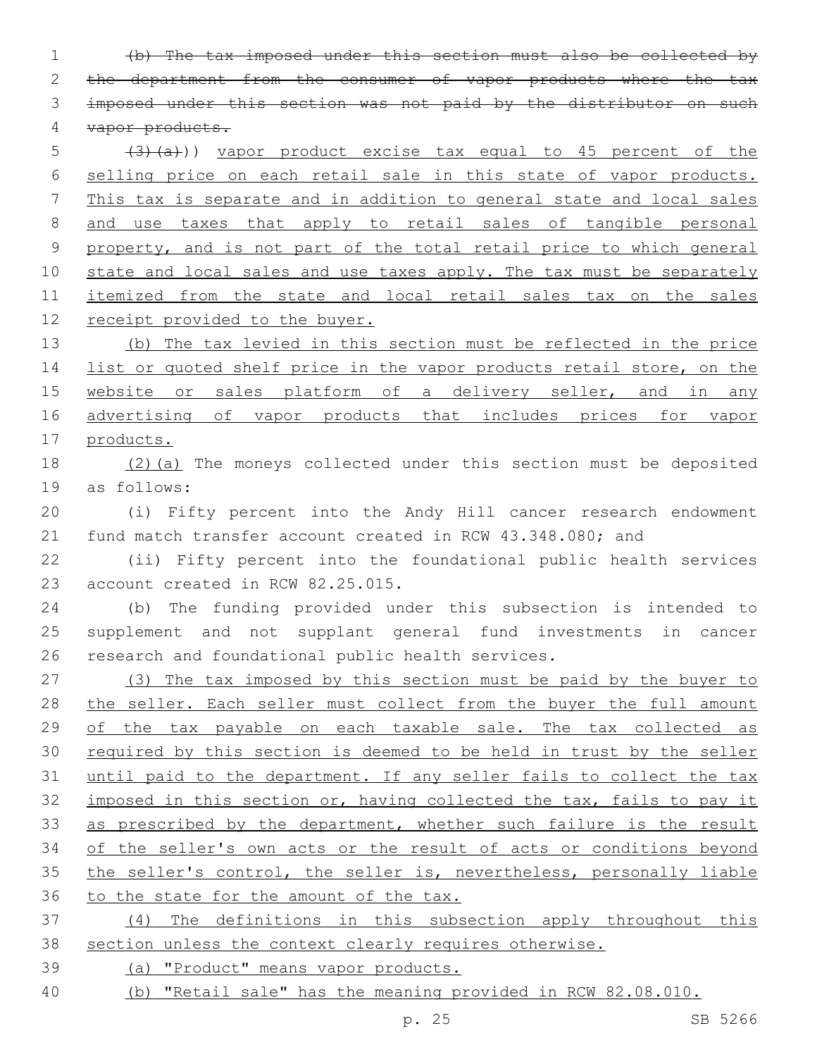~~(b) The tax imposed under this section must also be collected by the department from the consumer of vapor products where the tax imposed under this section was not paid by the distributor on such vapor products.~~

~~(3)(a)~~)) vapor product excise tax equal to 45 percent of the selling price on each retail sale in this state of vapor products. This tax is separate and in addition to general state and local sales and use taxes that apply to retail sales of tangible personal property, and is not part of the total retail price to which general state and local sales and use taxes apply. The tax must be separately itemized from the state and local retail sales tax on the sales receipt provided to the buyer.

(b) The tax levied in this section must be reflected in the price list or quoted shelf price in the vapor products retail store, on the website or sales platform of a delivery seller, and in any advertising of vapor products that includes prices for vapor products.

(2)(a) The moneys collected under this section must be deposited as follows:

(i) Fifty percent into the Andy Hill cancer research endowment fund match transfer account created in RCW 43.348.080; and

(ii) Fifty percent into the foundational public health services account created in RCW 82.25.015.

(b) The funding provided under this subsection is intended to supplement and not supplant general fund investments in cancer research and foundational public health services.

(3) The tax imposed by this section must be paid by the buyer to the seller. Each seller must collect from the buyer the full amount of the tax payable on each taxable sale. The tax collected as required by this section is deemed to be held in trust by the seller until paid to the department. If any seller fails to collect the tax imposed in this section or, having collected the tax, fails to pay it as prescribed by the department, whether such failure is the result of the seller's own acts or the result of acts or conditions beyond the seller's control, the seller is, nevertheless, personally liable to the state for the amount of the tax.

(4) The definitions in this subsection apply throughout this section unless the context clearly requires otherwise.

(a) "Product" means vapor products.

(b) "Retail sale" has the meaning provided in RCW 82.08.010.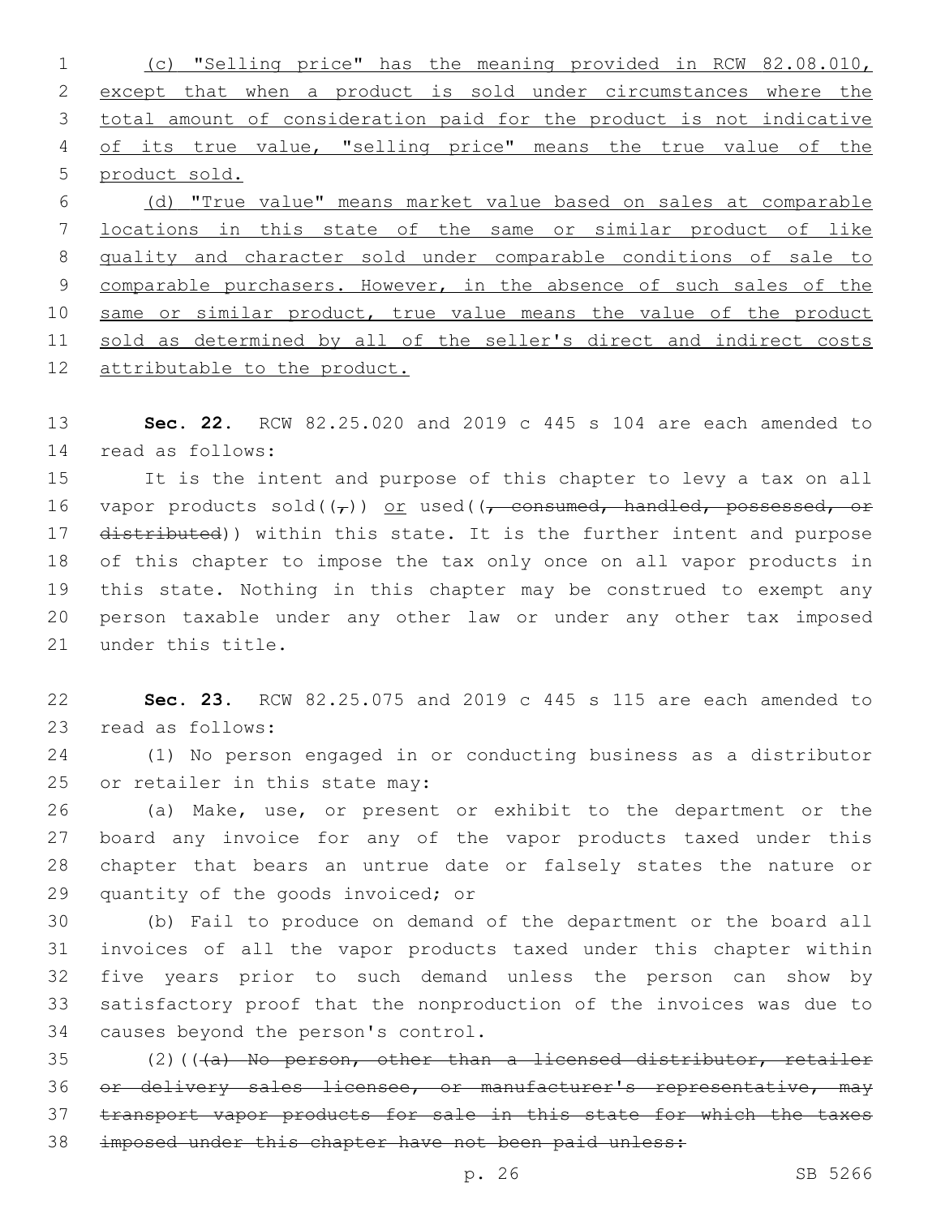(c) "Selling price" has the meaning provided in RCW 82.08.010, except that when a product is sold under circumstances where the total amount of consideration paid for the product is not indicative of its true value, "selling price" means the true value of the product sold.

(d) "True value" means market value based on sales at comparable locations in this state of the same or similar product of like quality and character sold under comparable conditions of sale to comparable purchasers. However, in the absence of such sales of the same or similar product, true value means the value of the product sold as determined by all of the seller's direct and indirect costs attributable to the product.

**Sec. 22.** RCW 82.25.020 and 2019 c 445 s 104 are each amended to read as follows:

It is the intent and purpose of this chapter to levy a tax on all vapor products sold((,)) or used((, consumed, handled, possessed, or distributed)) within this state. It is the further intent and purpose of this chapter to impose the tax only once on all vapor products in this state. Nothing in this chapter may be construed to exempt any person taxable under any other law or under any other tax imposed under this title.

**Sec. 23.** RCW 82.25.075 and 2019 c 445 s 115 are each amended to read as follows:

(1) No person engaged in or conducting business as a distributor or retailer in this state may:

(a) Make, use, or present or exhibit to the department or the board any invoice for any of the vapor products taxed under this chapter that bears an untrue date or falsely states the nature or quantity of the goods invoiced; or

(b) Fail to produce on demand of the department or the board all invoices of all the vapor products taxed under this chapter within five years prior to such demand unless the person can show by satisfactory proof that the nonproduction of the invoices was due to causes beyond the person's control.

(2)(((a) No person, other than a licensed distributor, retailer or delivery sales licensee, or manufacturer's representative, may transport vapor products for sale in this state for which the taxes imposed under this chapter have not been paid unless: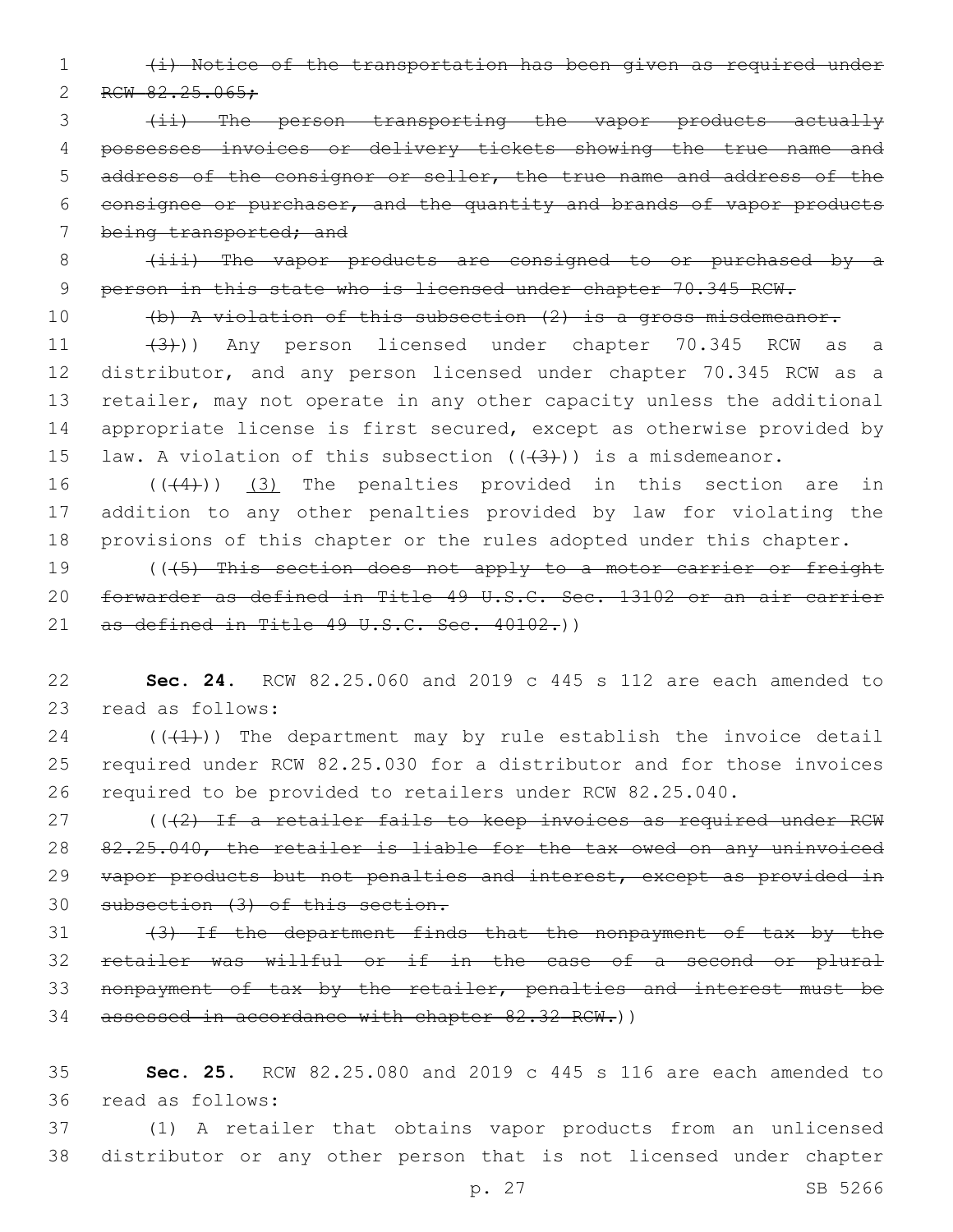~~(i) Notice of the transportation has been given as required under RCW 82.25.065;~~

~~(ii) The person transporting the vapor products actually possesses invoices or delivery tickets showing the true name and address of the consignor or seller, the true name and address of the consignee or purchaser, and the quantity and brands of vapor products being transported; and~~

~~(iii) The vapor products are consigned to or purchased by a person in this state who is licensed under chapter 70.345 RCW.~~

~~(b) A violation of this subsection (2) is a gross misdemeanor.~~

~~(3)~~)) Any person licensed under chapter 70.345 RCW as a distributor, and any person licensed under chapter 70.345 RCW as a retailer, may not operate in any other capacity unless the additional appropriate license is first secured, except as otherwise provided by law. A violation of this subsection ((~~(3)~~)) is a misdemeanor.

((~~(4)~~)) (3) The penalties provided in this section are in addition to any other penalties provided by law for violating the provisions of this chapter or the rules adopted under this chapter.

((~~(5) This section does not apply to a motor carrier or freight forwarder as defined in Title 49 U.S.C. Sec. 13102 or an air carrier as defined in Title 49 U.S.C. Sec. 40102.~~))

**Sec. 24.** RCW 82.25.060 and 2019 c 445 s 112 are each amended to read as follows:

((~~(1)~~)) The department may by rule establish the invoice detail required under RCW 82.25.030 for a distributor and for those invoices required to be provided to retailers under RCW 82.25.040.

((~~(2) If a retailer fails to keep invoices as required under RCW 82.25.040, the retailer is liable for the tax owed on any uninvoiced vapor products but not penalties and interest, except as provided in subsection (3) of this section.~~

~~(3) If the department finds that the nonpayment of tax by the retailer was willful or if in the case of a second or plural nonpayment of tax by the retailer, penalties and interest must be assessed in accordance with chapter 82.32 RCW.~~))

**Sec. 25.** RCW 82.25.080 and 2019 c 445 s 116 are each amended to read as follows:

(1) A retailer that obtains vapor products from an unlicensed distributor or any other person that is not licensed under chapter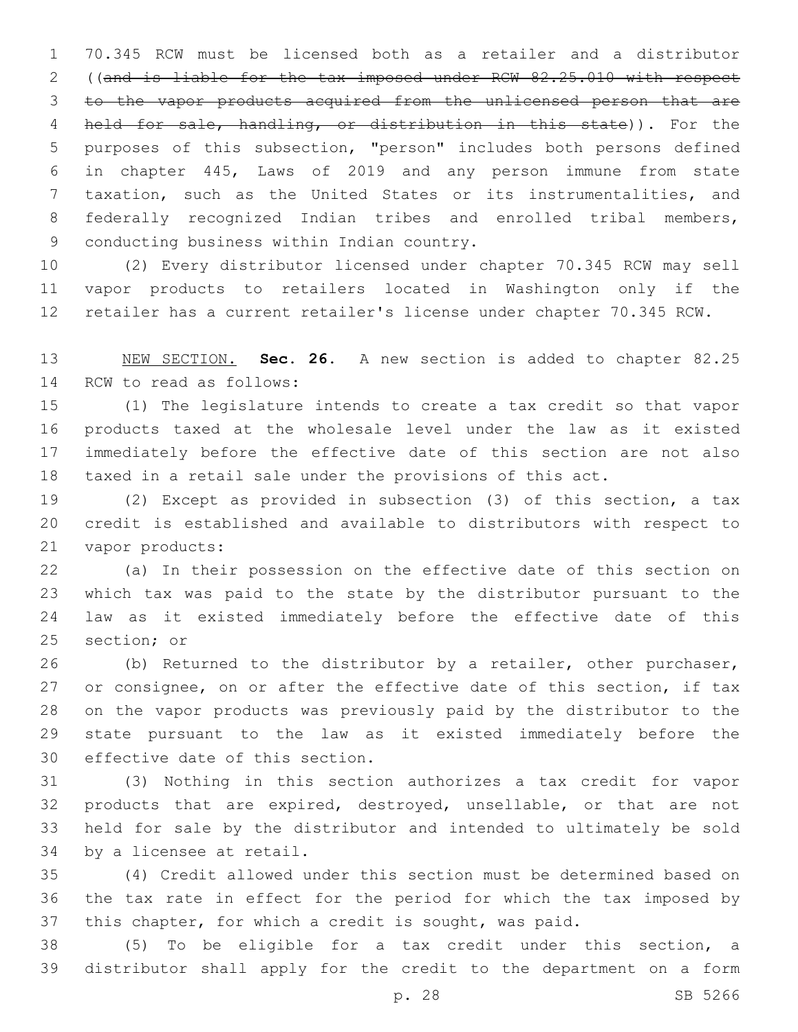70.345 RCW must be licensed both as a retailer and a distributor ((~~and is liable for the tax imposed under RCW 82.25.010 with respect to the vapor products acquired from the unlicensed person that are held for sale, handling, or distribution in this state~~)). For the purposes of this subsection, "person" includes both persons defined in chapter 445, Laws of 2019 and any person immune from state taxation, such as the United States or its instrumentalities, and federally recognized Indian tribes and enrolled tribal members, conducting business within Indian country.

(2) Every distributor licensed under chapter 70.345 RCW may sell vapor products to retailers located in Washington only if the retailer has a current retailer's license under chapter 70.345 RCW.

<u>NEW SECTION.</u> **Sec. 26.** A new section is added to chapter 82.25 RCW to read as follows:

(1) The legislature intends to create a tax credit so that vapor products taxed at the wholesale level under the law as it existed immediately before the effective date of this section are not also taxed in a retail sale under the provisions of this act.

(2) Except as provided in subsection (3) of this section, a tax credit is established and available to distributors with respect to vapor products:

(a) In their possession on the effective date of this section on which tax was paid to the state by the distributor pursuant to the law as it existed immediately before the effective date of this section; or

(b) Returned to the distributor by a retailer, other purchaser, or consignee, on or after the effective date of this section, if tax on the vapor products was previously paid by the distributor to the state pursuant to the law as it existed immediately before the effective date of this section.

(3) Nothing in this section authorizes a tax credit for vapor products that are expired, destroyed, unsellable, or that are not held for sale by the distributor and intended to ultimately be sold by a licensee at retail.

(4) Credit allowed under this section must be determined based on the tax rate in effect for the period for which the tax imposed by this chapter, for which a credit is sought, was paid.

(5) To be eligible for a tax credit under this section, a distributor shall apply for the credit to the department on a form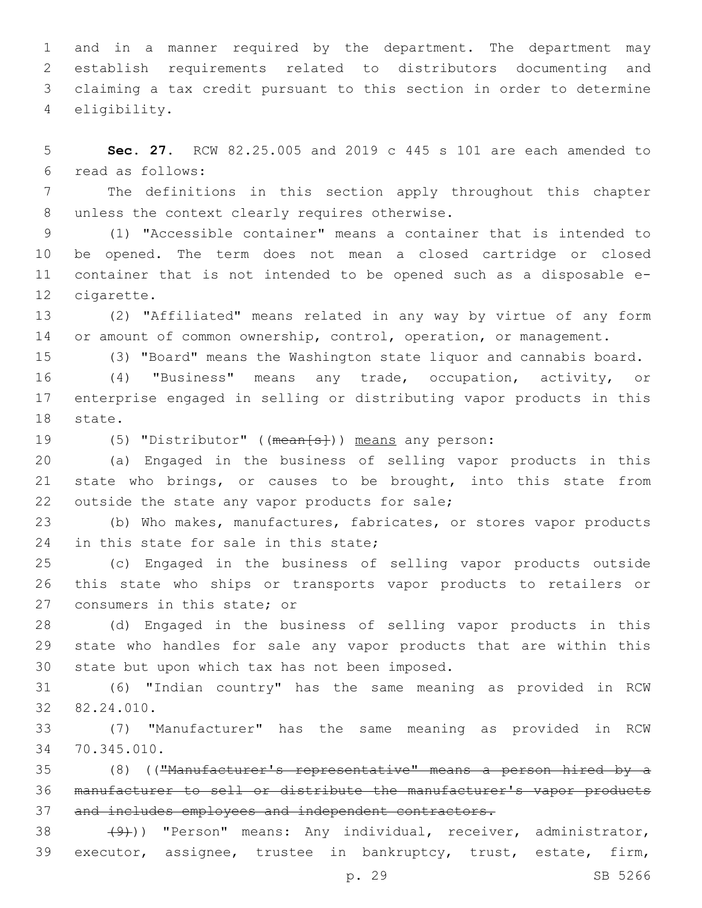and in a manner required by the department. The department may establish requirements related to distributors documenting and claiming a tax credit pursuant to this section in order to determine eligibility.

**Sec. 27.** RCW 82.25.005 and 2019 c 445 s 101 are each amended to read as follows:

The definitions in this section apply throughout this chapter unless the context clearly requires otherwise.

(1) "Accessible container" means a container that is intended to be opened. The term does not mean a closed cartridge or closed container that is not intended to be opened such as a disposable e-cigarette.

(2) "Affiliated" means related in any way by virtue of any form or amount of common ownership, control, operation, or management.

(3) "Board" means the Washington state liquor and cannabis board.

(4) "Business" means any trade, occupation, activity, or enterprise engaged in selling or distributing vapor products in this state.

(5) "Distributor" ((~~mean[s]~~)) <u>means</u> any person:

(a) Engaged in the business of selling vapor products in this state who brings, or causes to be brought, into this state from outside the state any vapor products for sale;

(b) Who makes, manufactures, fabricates, or stores vapor products in this state for sale in this state;

(c) Engaged in the business of selling vapor products outside this state who ships or transports vapor products to retailers or consumers in this state; or

(d) Engaged in the business of selling vapor products in this state who handles for sale any vapor products that are within this state but upon which tax has not been imposed.

(6) "Indian country" has the same meaning as provided in RCW 82.24.010.

(7) "Manufacturer" has the same meaning as provided in RCW 70.345.010.

(8) ((~~"Manufacturer's representative" means a person hired by a manufacturer to sell or distribute the manufacturer's vapor products and includes employees and independent contractors.~~

~~(9)~~)) "Person" means: Any individual, receiver, administrator, executor, assignee, trustee in bankruptcy, trust, estate, firm,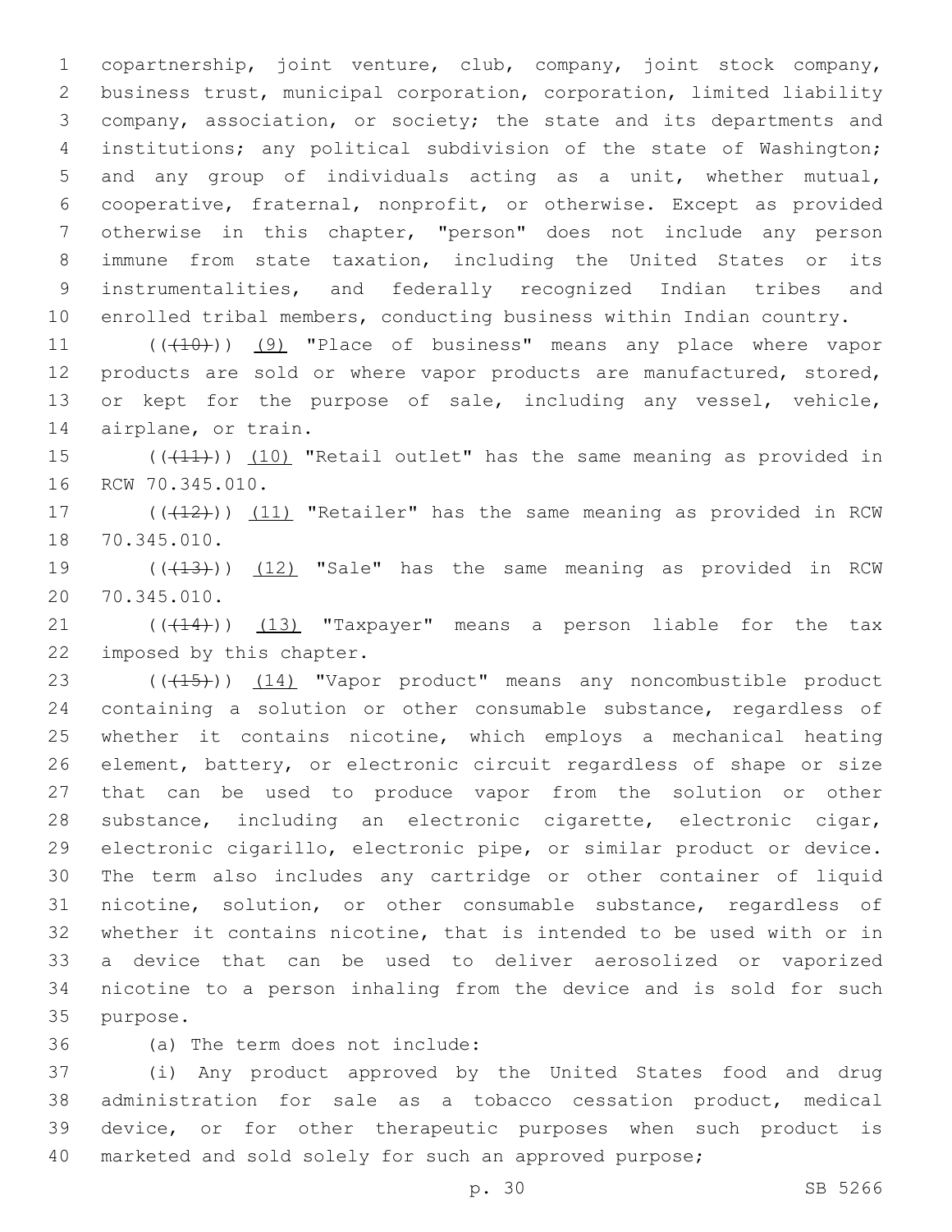copartnership, joint venture, club, company, joint stock company, business trust, municipal corporation, corporation, limited liability company, association, or society; the state and its departments and institutions; any political subdivision of the state of Washington; and any group of individuals acting as a unit, whether mutual, cooperative, fraternal, nonprofit, or otherwise. Except as provided otherwise in this chapter, "person" does not include any person immune from state taxation, including the United States or its instrumentalities, and federally recognized Indian tribes and enrolled tribal members, conducting business within Indian country.

(((10))) (9) "Place of business" means any place where vapor products are sold or where vapor products are manufactured, stored, or kept for the purpose of sale, including any vessel, vehicle, airplane, or train.

(((11))) (10) "Retail outlet" has the same meaning as provided in RCW 70.345.010.

(((12))) (11) "Retailer" has the same meaning as provided in RCW 70.345.010.

(((13))) (12) "Sale" has the same meaning as provided in RCW 70.345.010.

(((14))) (13) "Taxpayer" means a person liable for the tax imposed by this chapter.

(((15))) (14) "Vapor product" means any noncombustible product containing a solution or other consumable substance, regardless of whether it contains nicotine, which employs a mechanical heating element, battery, or electronic circuit regardless of shape or size that can be used to produce vapor from the solution or other substance, including an electronic cigarette, electronic cigar, electronic cigarillo, electronic pipe, or similar product or device. The term also includes any cartridge or other container of liquid nicotine, solution, or other consumable substance, regardless of whether it contains nicotine, that is intended to be used with or in a device that can be used to deliver aerosolized or vaporized nicotine to a person inhaling from the device and is sold for such purpose.

(a) The term does not include:

(i) Any product approved by the United States food and drug administration for sale as a tobacco cessation product, medical device, or for other therapeutic purposes when such product is marketed and sold solely for such an approved purpose;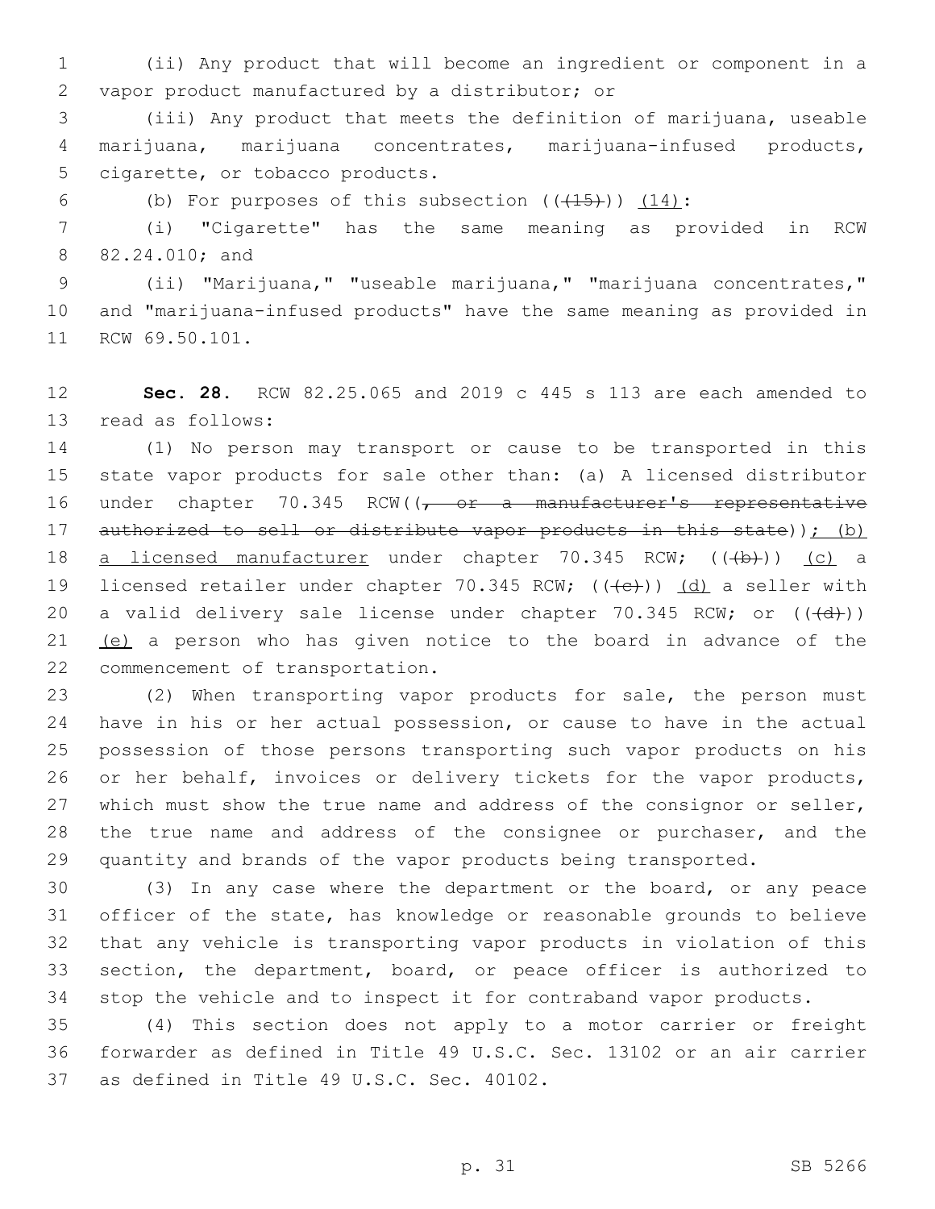(ii) Any product that will become an ingredient or component in a vapor product manufactured by a distributor; or

(iii) Any product that meets the definition of marijuana, useable marijuana, marijuana concentrates, marijuana-infused products, cigarette, or tobacco products.

(b) For purposes of this subsection ((~~(15)~~)) (14):

(i) "Cigarette" has the same meaning as provided in RCW 82.24.010; and

(ii) "Marijuana," "useable marijuana," "marijuana concentrates," and "marijuana-infused products" have the same meaning as provided in RCW 69.50.101.

**Sec. 28.** RCW 82.25.065 and 2019 c 445 s 113 are each amended to read as follows:

(1) No person may transport or cause to be transported in this state vapor products for sale other than: (a) A licensed distributor under chapter 70.345 RCW((~~, or a manufacturer's representative authorized to sell or distribute vapor products in this state~~)); (b) a licensed manufacturer under chapter 70.345 RCW; ((~~(b)~~)) (c) a licensed retailer under chapter 70.345 RCW; ((~~(c)~~)) (d) a seller with a valid delivery sale license under chapter 70.345 RCW; or ((~~(d)~~)) (e) a person who has given notice to the board in advance of the commencement of transportation.

(2) When transporting vapor products for sale, the person must have in his or her actual possession, or cause to have in the actual possession of those persons transporting such vapor products on his or her behalf, invoices or delivery tickets for the vapor products, which must show the true name and address of the consignor or seller, the true name and address of the consignee or purchaser, and the quantity and brands of the vapor products being transported.

(3) In any case where the department or the board, or any peace officer of the state, has knowledge or reasonable grounds to believe that any vehicle is transporting vapor products in violation of this section, the department, board, or peace officer is authorized to stop the vehicle and to inspect it for contraband vapor products.

(4) This section does not apply to a motor carrier or freight forwarder as defined in Title 49 U.S.C. Sec. 13102 or an air carrier as defined in Title 49 U.S.C. Sec. 40102.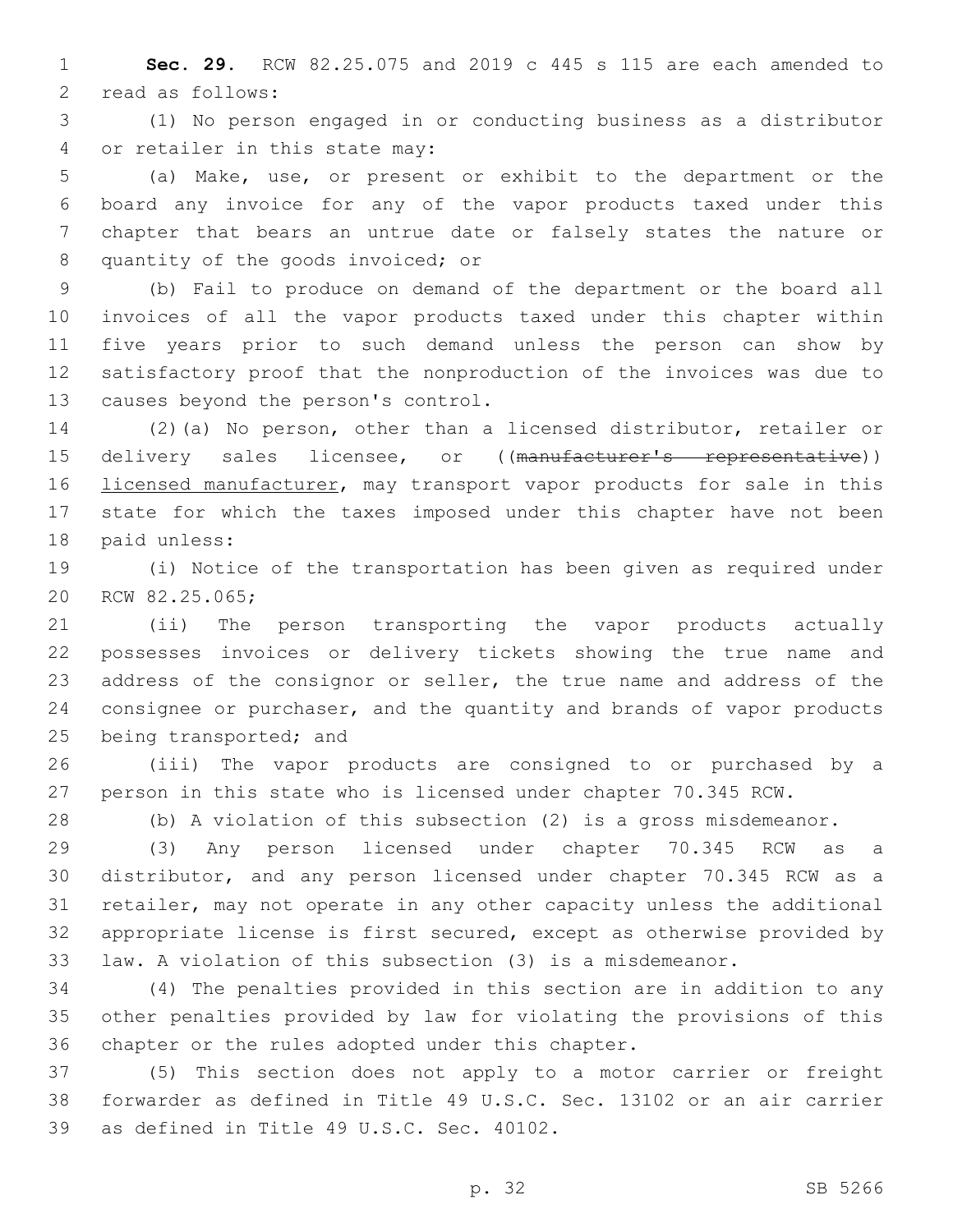**Sec. 29.** RCW 82.25.075 and 2019 c 445 s 115 are each amended to read as follows:

(1) No person engaged in or conducting business as a distributor or retailer in this state may:

(a) Make, use, or present or exhibit to the department or the board any invoice for any of the vapor products taxed under this chapter that bears an untrue date or falsely states the nature or quantity of the goods invoiced; or

(b) Fail to produce on demand of the department or the board all invoices of all the vapor products taxed under this chapter within five years prior to such demand unless the person can show by satisfactory proof that the nonproduction of the invoices was due to causes beyond the person's control.

(2)(a) No person, other than a licensed distributor, retailer or delivery sales licensee, or ((~~manufacturer's representative~~)) <u>licensed manufacturer</u>, may transport vapor products for sale in this state for which the taxes imposed under this chapter have not been paid unless:

(i) Notice of the transportation has been given as required under RCW 82.25.065;

(ii) The person transporting the vapor products actually possesses invoices or delivery tickets showing the true name and address of the consignor or seller, the true name and address of the consignee or purchaser, and the quantity and brands of vapor products being transported; and

(iii) The vapor products are consigned to or purchased by a person in this state who is licensed under chapter 70.345 RCW.

(b) A violation of this subsection (2) is a gross misdemeanor.

(3) Any person licensed under chapter 70.345 RCW as a distributor, and any person licensed under chapter 70.345 RCW as a retailer, may not operate in any other capacity unless the additional appropriate license is first secured, except as otherwise provided by law. A violation of this subsection (3) is a misdemeanor.

(4) The penalties provided in this section are in addition to any other penalties provided by law for violating the provisions of this chapter or the rules adopted under this chapter.

(5) This section does not apply to a motor carrier or freight forwarder as defined in Title 49 U.S.C. Sec. 13102 or an air carrier as defined in Title 49 U.S.C. Sec. 40102.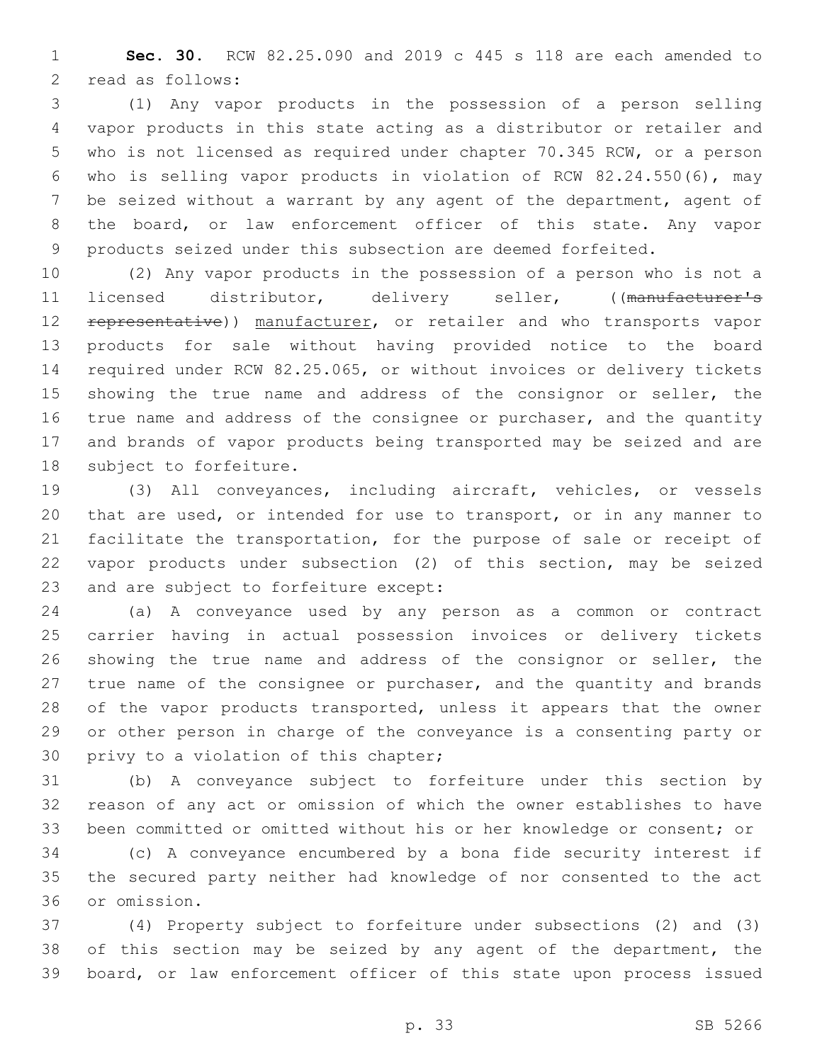**Sec. 30.** RCW 82.25.090 and 2019 c 445 s 118 are each amended to read as follows:

(1) Any vapor products in the possession of a person selling vapor products in this state acting as a distributor or retailer and who is not licensed as required under chapter 70.345 RCW, or a person who is selling vapor products in violation of RCW 82.24.550(6), may be seized without a warrant by any agent of the department, agent of the board, or law enforcement officer of this state. Any vapor products seized under this subsection are deemed forfeited.

(2) Any vapor products in the possession of a person who is not a licensed distributor, delivery seller, ((~~manufacturer's representative~~)) <u>manufacturer</u>, or retailer and who transports vapor products for sale without having provided notice to the board required under RCW 82.25.065, or without invoices or delivery tickets showing the true name and address of the consignor or seller, the true name and address of the consignee or purchaser, and the quantity and brands of vapor products being transported may be seized and are subject to forfeiture.

(3) All conveyances, including aircraft, vehicles, or vessels that are used, or intended for use to transport, or in any manner to facilitate the transportation, for the purpose of sale or receipt of vapor products under subsection (2) of this section, may be seized and are subject to forfeiture except:

(a) A conveyance used by any person as a common or contract carrier having in actual possession invoices or delivery tickets showing the true name and address of the consignor or seller, the true name of the consignee or purchaser, and the quantity and brands of the vapor products transported, unless it appears that the owner or other person in charge of the conveyance is a consenting party or privy to a violation of this chapter;

(b) A conveyance subject to forfeiture under this section by reason of any act or omission of which the owner establishes to have been committed or omitted without his or her knowledge or consent; or

(c) A conveyance encumbered by a bona fide security interest if the secured party neither had knowledge of nor consented to the act or omission.

(4) Property subject to forfeiture under subsections (2) and (3) of this section may be seized by any agent of the department, the board, or law enforcement officer of this state upon process issued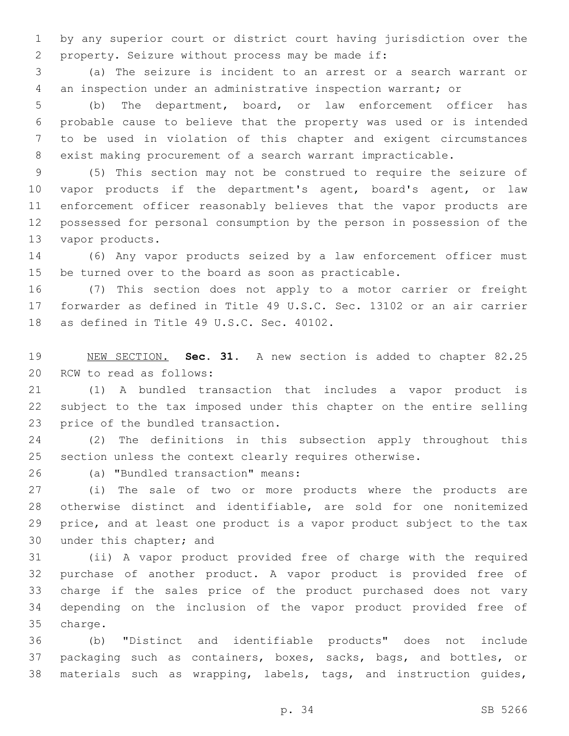by any superior court or district court having jurisdiction over the property. Seizure without process may be made if:

(a) The seizure is incident to an arrest or a search warrant or an inspection under an administrative inspection warrant; or

(b) The department, board, or law enforcement officer has probable cause to believe that the property was used or is intended to be used in violation of this chapter and exigent circumstances exist making procurement of a search warrant impracticable.

(5) This section may not be construed to require the seizure of vapor products if the department's agent, board's agent, or law enforcement officer reasonably believes that the vapor products are possessed for personal consumption by the person in possession of the vapor products.

(6) Any vapor products seized by a law enforcement officer must be turned over to the board as soon as practicable.

(7) This section does not apply to a motor carrier or freight forwarder as defined in Title 49 U.S.C. Sec. 13102 or an air carrier as defined in Title 49 U.S.C. Sec. 40102.

NEW SECTION. **Sec. 31.** A new section is added to chapter 82.25 RCW to read as follows:

(1) A bundled transaction that includes a vapor product is subject to the tax imposed under this chapter on the entire selling price of the bundled transaction.

(2) The definitions in this subsection apply throughout this section unless the context clearly requires otherwise.

(a) "Bundled transaction" means:

(i) The sale of two or more products where the products are otherwise distinct and identifiable, are sold for one nonitemized price, and at least one product is a vapor product subject to the tax under this chapter; and

(ii) A vapor product provided free of charge with the required purchase of another product. A vapor product is provided free of charge if the sales price of the product purchased does not vary depending on the inclusion of the vapor product provided free of charge.

(b) "Distinct and identifiable products" does not include packaging such as containers, boxes, sacks, bags, and bottles, or materials such as wrapping, labels, tags, and instruction guides,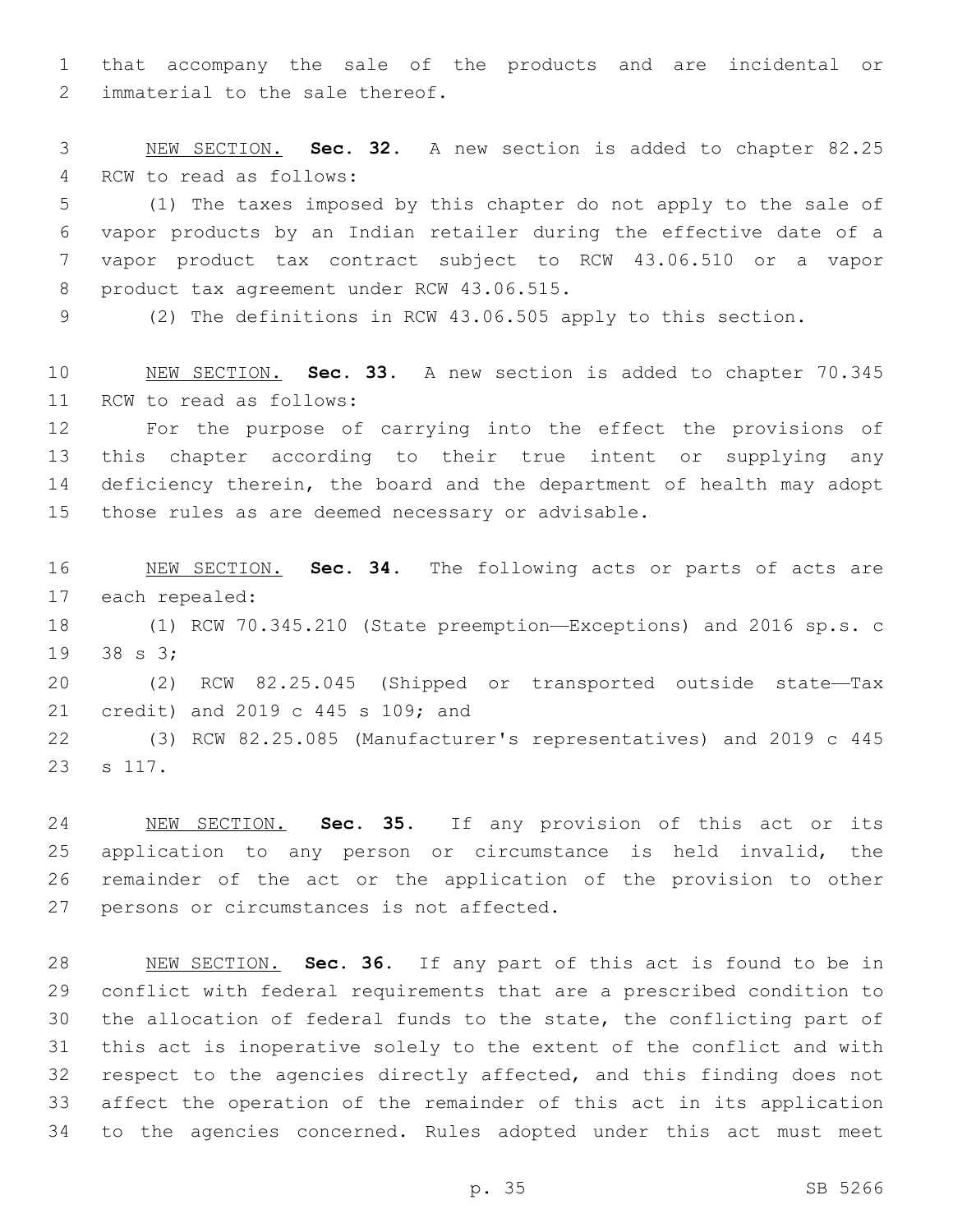that accompany the sale of the products and are incidental or immaterial to the sale thereof.

NEW SECTION. **Sec. 32.** A new section is added to chapter 82.25 RCW to read as follows:

(1) The taxes imposed by this chapter do not apply to the sale of vapor products by an Indian retailer during the effective date of a vapor product tax contract subject to RCW 43.06.510 or a vapor product tax agreement under RCW 43.06.515.

(2) The definitions in RCW 43.06.505 apply to this section.

NEW SECTION. **Sec. 33.** A new section is added to chapter 70.345 RCW to read as follows:

For the purpose of carrying into the effect the provisions of this chapter according to their true intent or supplying any deficiency therein, the board and the department of health may adopt those rules as are deemed necessary or advisable.

NEW SECTION. **Sec. 34.** The following acts or parts of acts are each repealed:

(1) RCW 70.345.210 (State preemption—Exceptions) and 2016 sp.s. c 38 s 3;

(2) RCW 82.25.045 (Shipped or transported outside state—Tax credit) and 2019 c 445 s 109; and

(3) RCW 82.25.085 (Manufacturer's representatives) and 2019 c 445 s 117.

NEW SECTION. **Sec. 35.** If any provision of this act or its application to any person or circumstance is held invalid, the remainder of the act or the application of the provision to other persons or circumstances is not affected.

NEW SECTION. **Sec. 36.** If any part of this act is found to be in conflict with federal requirements that are a prescribed condition to the allocation of federal funds to the state, the conflicting part of this act is inoperative solely to the extent of the conflict and with respect to the agencies directly affected, and this finding does not affect the operation of the remainder of this act in its application to the agencies concerned. Rules adopted under this act must meet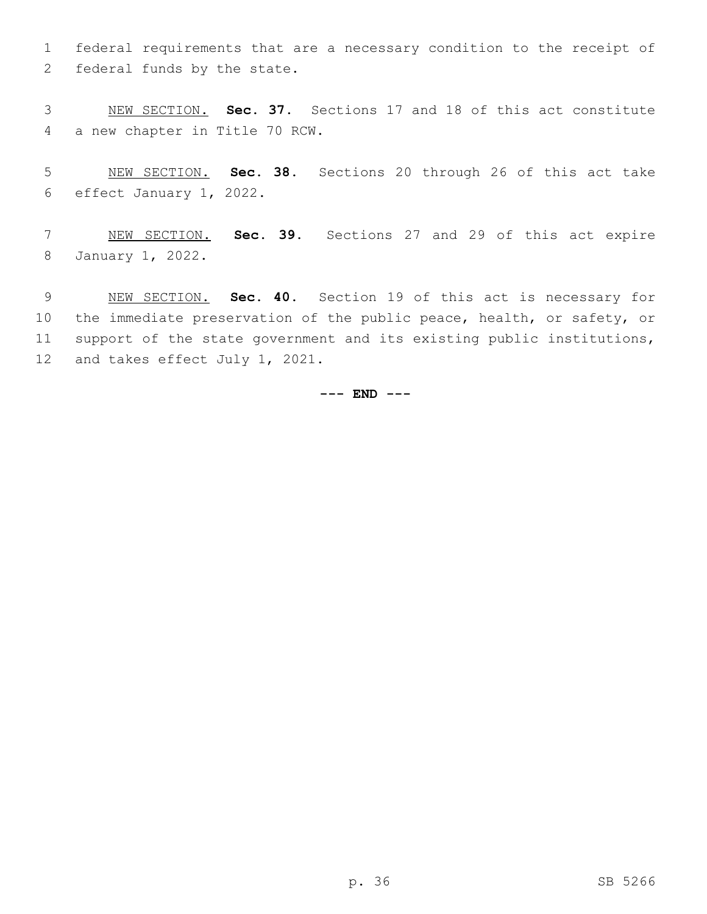federal requirements that are a necessary condition to the receipt of federal funds by the state.

NEW SECTION. **Sec. 37.** Sections 17 and 18 of this act constitute a new chapter in Title 70 RCW.

NEW SECTION. **Sec. 38.** Sections 20 through 26 of this act take effect January 1, 2022.

NEW SECTION. **Sec. 39.** Sections 27 and 29 of this act expire January 1, 2022.

NEW SECTION. **Sec. 40.** Section 19 of this act is necessary for the immediate preservation of the public peace, health, or safety, or support of the state government and its existing public institutions, and takes effect July 1, 2021.

**--- END ---**